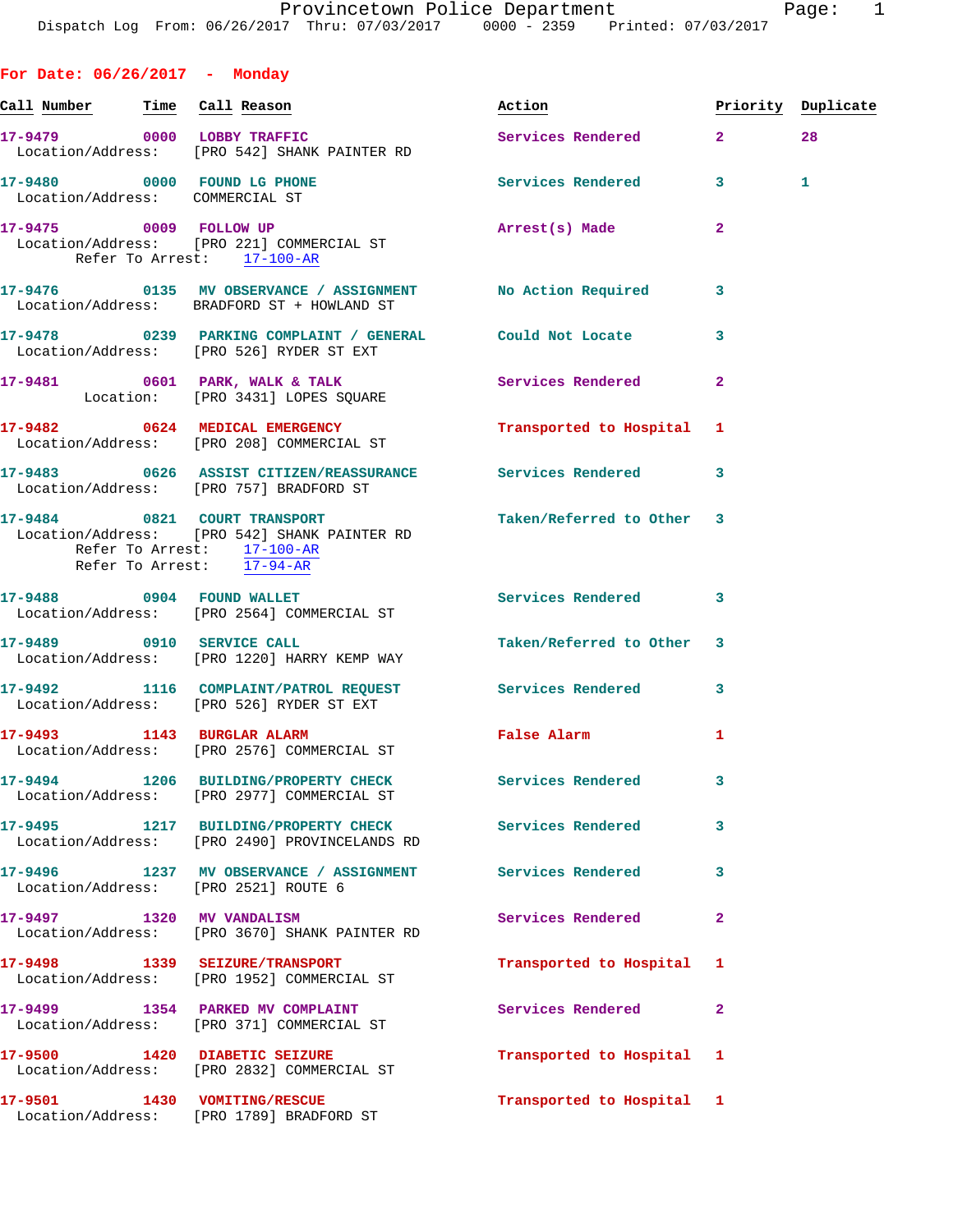Provincetown Police Department
Dispatch Log From: 06/26/2017 Thru: 07/03/2017 0000 - 2359 Printed: 07/03/2017

## For Date: 06/26/2017 - Monday

| Call Number | Time | Call Reason | Action | Priority | Duplicate |
|---|---|---|---|---|---|
| 17-9479 | 0000 | LOBBY TRAFFIC | Services Rendered | 2 | 28 |
| Location/Address: [PRO 542] SHANK PAINTER RD | | | | | |
| 17-9480 | 0000 | FOUND LG PHONE | Services Rendered | 3 | 1 |
| Location/Address: COMMERCIAL ST | | | | | |
| 17-9475 | 0009 | FOLLOW UP | Arrest(s) Made | 2 | |
| Location/Address: [PRO 221] COMMERCIAL ST; Refer To Arrest: 17-100-AR | | | | | |
| 17-9476 | 0135 | MV OBSERVANCE / ASSIGNMENT | No Action Required | 3 | |
| Location/Address: BRADFORD ST + HOWLAND ST | | | | | |
| 17-9478 | 0239 | PARKING COMPLAINT / GENERAL | Could Not Locate | 3 | |
| Location/Address: [PRO 526] RYDER ST EXT | | | | | |
| 17-9481 | 0601 | PARK, WALK & TALK | Services Rendered | 2 | |
| Location: [PRO 3431] LOPES SQUARE | | | | | |
| 17-9482 | 0624 | MEDICAL EMERGENCY | Transported to Hospital | 1 | |
| Location/Address: [PRO 208] COMMERCIAL ST | | | | | |
| 17-9483 | 0626 | ASSIST CITIZEN/REASSURANCE | Services Rendered | 3 | |
| Location/Address: [PRO 757] BRADFORD ST | | | | | |
| 17-9484 | 0821 | COURT TRANSPORT | Taken/Referred to Other | 3 | |
| Location/Address: [PRO 542] SHANK PAINTER RD; Refer To Arrest: 17-100-AR; Refer To Arrest: 17-94-AR | | | | | |
| 17-9488 | 0904 | FOUND WALLET | Services Rendered | 3 | |
| Location/Address: [PRO 2564] COMMERCIAL ST | | | | | |
| 17-9489 | 0910 | SERVICE CALL | Taken/Referred to Other | 3 | |
| Location/Address: [PRO 1220] HARRY KEMP WAY | | | | | |
| 17-9492 | 1116 | COMPLAINT/PATROL REQUEST | Services Rendered | 3 | |
| Location/Address: [PRO 526] RYDER ST EXT | | | | | |
| 17-9493 | 1143 | BURGLAR ALARM | False Alarm | 1 | |
| Location/Address: [PRO 2576] COMMERCIAL ST | | | | | |
| 17-9494 | 1206 | BUILDING/PROPERTY CHECK | Services Rendered | 3 | |
| Location/Address: [PRO 2977] COMMERCIAL ST | | | | | |
| 17-9495 | 1217 | BUILDING/PROPERTY CHECK | Services Rendered | 3 | |
| Location/Address: [PRO 2490] PROVINCELANDS RD | | | | | |
| 17-9496 | 1237 | MV OBSERVANCE / ASSIGNMENT | Services Rendered | 3 | |
| Location/Address: [PRO 2521] ROUTE 6 | | | | | |
| 17-9497 | 1320 | MV VANDALISM | Services Rendered | 2 | |
| Location/Address: [PRO 3670] SHANK PAINTER RD | | | | | |
| 17-9498 | 1339 | SEIZURE/TRANSPORT | Transported to Hospital | 1 | |
| Location/Address: [PRO 1952] COMMERCIAL ST | | | | | |
| 17-9499 | 1354 | PARKED MV COMPLAINT | Services Rendered | 2 | |
| Location/Address: [PRO 371] COMMERCIAL ST | | | | | |
| 17-9500 | 1420 | DIABETIC SEIZURE | Transported to Hospital | 1 | |
| Location/Address: [PRO 2832] COMMERCIAL ST | | | | | |
| 17-9501 | 1430 | VOMITING/RESCUE | Transported to Hospital | 1 | |
| Location/Address: [PRO 1789] BRADFORD ST | | | | | |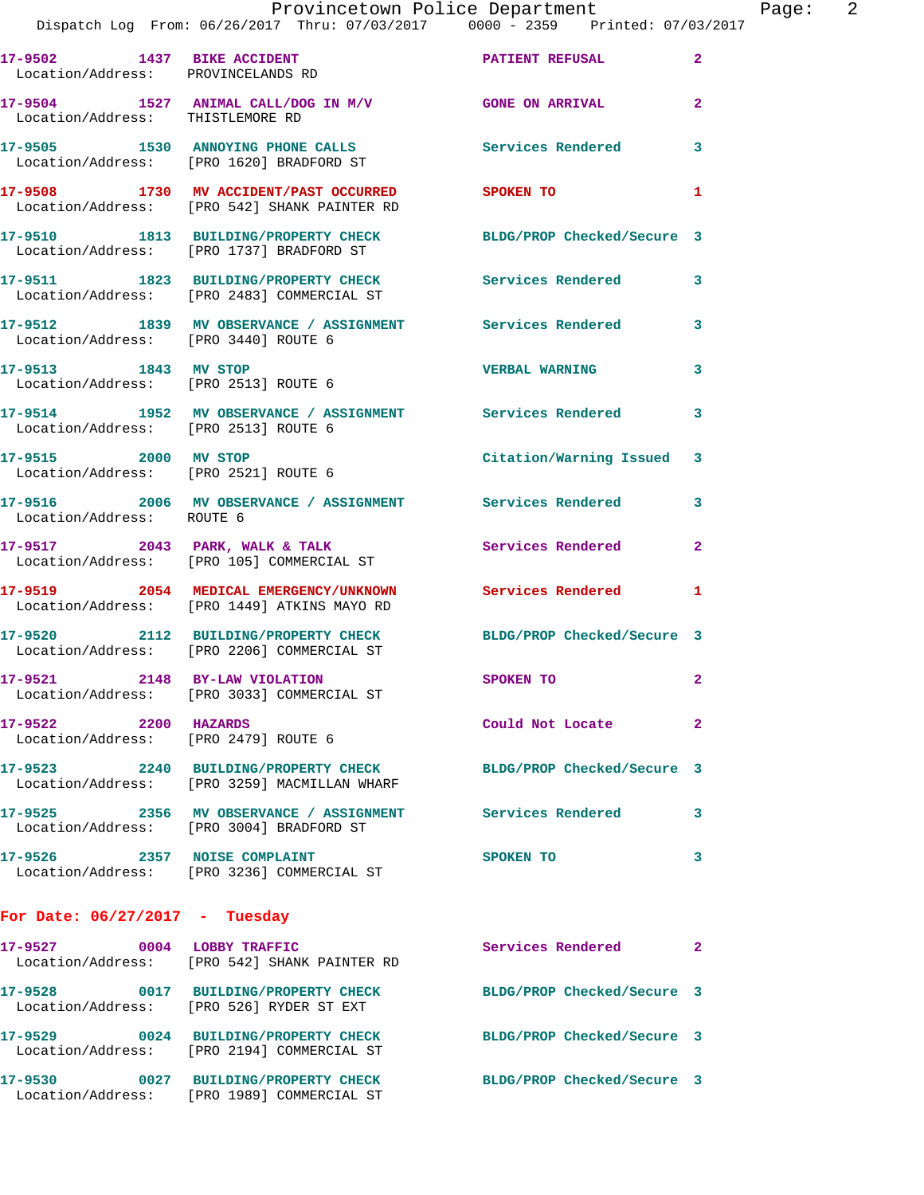17-9502 1437 BIKE ACCIDENT PATIENT REFUSAL 2
Location/Address: PROVINCELANDS RD

17-9504 1527 ANIMAL CALL/DOG IN M/V GONE ON ARRIVAL 2
Location/Address: THISTLEMORE RD

17-9505 1530 ANNOYING PHONE CALLS Services Rendered 3
Location/Address: [PRO 1620] BRADFORD ST

17-9508 1730 MV ACCIDENT/PAST OCCURRED SPOKEN TO 1
Location/Address: [PRO 542] SHANK PAINTER RD

17-9510 1813 BUILDING/PROPERTY CHECK BLDG/PROP Checked/Secure 3
Location/Address: [PRO 1737] BRADFORD ST

17-9511 1823 BUILDING/PROPERTY CHECK Services Rendered 3
Location/Address: [PRO 2483] COMMERCIAL ST

17-9512 1839 MV OBSERVANCE / ASSIGNMENT Services Rendered 3
Location/Address: [PRO 3440] ROUTE 6

17-9513 1843 MV STOP VERBAL WARNING 3
Location/Address: [PRO 2513] ROUTE 6

17-9514 1952 MV OBSERVANCE / ASSIGNMENT Services Rendered 3
Location/Address: [PRO 2513] ROUTE 6

17-9515 2000 MV STOP Citation/Warning Issued 3
Location/Address: [PRO 2521] ROUTE 6

17-9516 2006 MV OBSERVANCE / ASSIGNMENT Services Rendered 3
Location/Address: ROUTE 6

17-9517 2043 PARK, WALK & TALK Services Rendered 2
Location/Address: [PRO 105] COMMERCIAL ST

17-9519 2054 MEDICAL EMERGENCY/UNKNOWN Services Rendered 1
Location/Address: [PRO 1449] ATKINS MAYO RD

17-9520 2112 BUILDING/PROPERTY CHECK BLDG/PROP Checked/Secure 3
Location/Address: [PRO 2206] COMMERCIAL ST

17-9521 2148 BY-LAW VIOLATION SPOKEN TO 2
Location/Address: [PRO 3033] COMMERCIAL ST

17-9522 2200 HAZARDS Could Not Locate 2
Location/Address: [PRO 2479] ROUTE 6

17-9523 2240 BUILDING/PROPERTY CHECK BLDG/PROP Checked/Secure 3
Location/Address: [PRO 3259] MACMILLAN WHARF

17-9525 2356 MV OBSERVANCE / ASSIGNMENT Services Rendered 3
Location/Address: [PRO 3004] BRADFORD ST

17-9526 2357 NOISE COMPLAINT SPOKEN TO 3
Location/Address: [PRO 3236] COMMERCIAL ST

## For Date: 06/27/2017 - Tuesday

17-9527 0004 LOBBY TRAFFIC Services Rendered 2
Location/Address: [PRO 542] SHANK PAINTER RD

17-9528 0017 BUILDING/PROPERTY CHECK BLDG/PROP Checked/Secure 3
Location/Address: [PRO 526] RYDER ST EXT

17-9529 0024 BUILDING/PROPERTY CHECK BLDG/PROP Checked/Secure 3
Location/Address: [PRO 2194] COMMERCIAL ST

17-9530 0027 BUILDING/PROPERTY CHECK BLDG/PROP Checked/Secure 3
Location/Address: [PRO 1989] COMMERCIAL ST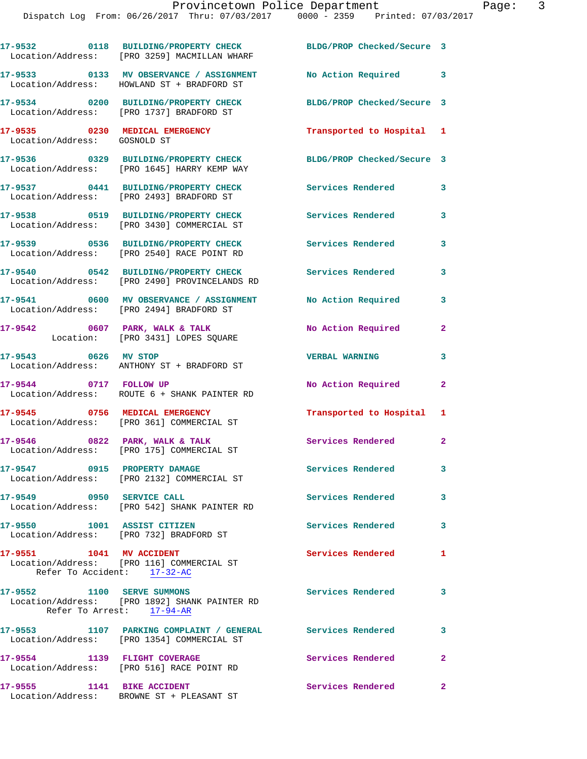17-9532 0118 BUILDING/PROPERTY CHECK BLDG/PROP Checked/Secure 3
Location/Address: [PRO 3259] MACMILLAN WHARF

17-9533 0133 MV OBSERVANCE / ASSIGNMENT No Action Required 3
Location/Address: HOWLAND ST + BRADFORD ST

17-9534 0200 BUILDING/PROPERTY CHECK BLDG/PROP Checked/Secure 3
Location/Address: [PRO 1737] BRADFORD ST

17-9535 0230 MEDICAL EMERGENCY Transported to Hospital 1
Location/Address: GOSNOLD ST

17-9536 0329 BUILDING/PROPERTY CHECK BLDG/PROP Checked/Secure 3
Location/Address: [PRO 1645] HARRY KEMP WAY

17-9537 0441 BUILDING/PROPERTY CHECK Services Rendered 3
Location/Address: [PRO 2493] BRADFORD ST

17-9538 0519 BUILDING/PROPERTY CHECK Services Rendered 3
Location/Address: [PRO 3430] COMMERCIAL ST

17-9539 0536 BUILDING/PROPERTY CHECK Services Rendered 3
Location/Address: [PRO 2540] RACE POINT RD

17-9540 0542 BUILDING/PROPERTY CHECK Services Rendered 3
Location/Address: [PRO 2490] PROVINCELANDS RD

17-9541 0600 MV OBSERVANCE / ASSIGNMENT No Action Required 3
Location/Address: [PRO 2494] BRADFORD ST

17-9542 0607 PARK, WALK & TALK No Action Required 2
Location: [PRO 3431] LOPES SQUARE

17-9543 0626 MV STOP VERBAL WARNING 3
Location/Address: ANTHONY ST + BRADFORD ST

17-9544 0717 FOLLOW UP No Action Required 2
Location/Address: ROUTE 6 + SHANK PAINTER RD

17-9545 0756 MEDICAL EMERGENCY Transported to Hospital 1
Location/Address: [PRO 361] COMMERCIAL ST

17-9546 0822 PARK, WALK & TALK Services Rendered 2
Location/Address: [PRO 175] COMMERCIAL ST

17-9547 0915 PROPERTY DAMAGE Services Rendered 3
Location/Address: [PRO 2132] COMMERCIAL ST

17-9549 0950 SERVICE CALL Services Rendered 3
Location/Address: [PRO 542] SHANK PAINTER RD

17-9550 1001 ASSIST CITIZEN Services Rendered 3
Location/Address: [PRO 732] BRADFORD ST

17-9551 1041 MV ACCIDENT Services Rendered 1
Location/Address: [PRO 116] COMMERCIAL ST
Refer To Accident: 17-32-AC

17-9552 1100 SERVE SUMMONS Services Rendered 3
Location/Address: [PRO 1892] SHANK PAINTER RD
Refer To Arrest: 17-94-AR

17-9553 1107 PARKING COMPLAINT / GENERAL Services Rendered 3
Location/Address: [PRO 1354] COMMERCIAL ST

17-9554 1139 FLIGHT COVERAGE Services Rendered 2
Location/Address: [PRO 516] RACE POINT RD

17-9555 1141 BIKE ACCIDENT Services Rendered 2
Location/Address: BROWNE ST + PLEASANT ST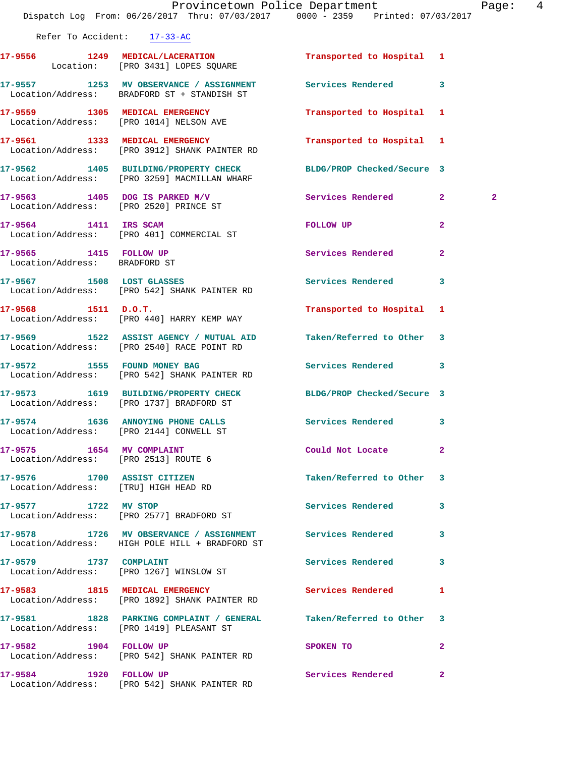Refer To Accident: 17-33-AC

| Call Number | Time | Call Reason | Action | Priority | |
|---|---|---|---|---|---|
| 17-9556 | 1249 | MEDICAL/LACERATION | Transported to Hospital | 1 | |
| Location: [PRO 3431] LOPES SQUARE | | | | | |
| 17-9557 | 1253 | MV OBSERVANCE / ASSIGNMENT | Services Rendered | 3 | |
| Location/Address: BRADFORD ST + STANDISH ST | | | | | |
| 17-9559 | 1305 | MEDICAL EMERGENCY | Transported to Hospital | 1 | |
| Location/Address: [PRO 1014] NELSON AVE | | | | | |
| 17-9561 | 1333 | MEDICAL EMERGENCY | Transported to Hospital | 1 | |
| Location/Address: [PRO 3912] SHANK PAINTER RD | | | | | |
| 17-9562 | 1405 | BUILDING/PROPERTY CHECK | BLDG/PROP Checked/Secure | 3 | |
| Location/Address: [PRO 3259] MACMILLAN WHARF | | | | | |
| 17-9563 | 1405 | DOG IS PARKED M/V | Services Rendered | 2 | 2 |
| Location/Address: [PRO 2520] PRINCE ST | | | | | |
| 17-9564 | 1411 | IRS SCAM | FOLLOW UP | 2 | |
| Location/Address: [PRO 401] COMMERCIAL ST | | | | | |
| 17-9565 | 1415 | FOLLOW UP | Services Rendered | 2 | |
| Location/Address: BRADFORD ST | | | | | |
| 17-9567 | 1508 | LOST GLASSES | Services Rendered | 3 | |
| Location/Address: [PRO 542] SHANK PAINTER RD | | | | | |
| 17-9568 | 1511 | D.O.T. | Transported to Hospital | 1 | |
| Location/Address: [PRO 440] HARRY KEMP WAY | | | | | |
| 17-9569 | 1522 | ASSIST AGENCY / MUTUAL AID | Taken/Referred to Other | 3 | |
| Location/Address: [PRO 2540] RACE POINT RD | | | | | |
| 17-9572 | 1555 | FOUND MONEY BAG | Services Rendered | 3 | |
| Location/Address: [PRO 542] SHANK PAINTER RD | | | | | |
| 17-9573 | 1619 | BUILDING/PROPERTY CHECK | BLDG/PROP Checked/Secure | 3 | |
| Location/Address: [PRO 1737] BRADFORD ST | | | | | |
| 17-9574 | 1636 | ANNOYING PHONE CALLS | Services Rendered | 3 | |
| Location/Address: [PRO 2144] CONWELL ST | | | | | |
| 17-9575 | 1654 | MV COMPLAINT | Could Not Locate | 2 | |
| Location/Address: [PRO 2513] ROUTE 6 | | | | | |
| 17-9576 | 1700 | ASSIST CITIZEN | Taken/Referred to Other | 3 | |
| Location/Address: [TRU] HIGH HEAD RD | | | | | |
| 17-9577 | 1722 | MV STOP | Services Rendered | 3 | |
| Location/Address: [PRO 2577] BRADFORD ST | | | | | |
| 17-9578 | 1726 | MV OBSERVANCE / ASSIGNMENT | Services Rendered | 3 | |
| Location/Address: HIGH POLE HILL + BRADFORD ST | | | | | |
| 17-9579 | 1737 | COMPLAINT | Services Rendered | 3 | |
| Location/Address: [PRO 1267] WINSLOW ST | | | | | |
| 17-9583 | 1815 | MEDICAL EMERGENCY | Services Rendered | 1 | |
| Location/Address: [PRO 1892] SHANK PAINTER RD | | | | | |
| 17-9581 | 1828 | PARKING COMPLAINT / GENERAL | Taken/Referred to Other | 3 | |
| Location/Address: [PRO 1419] PLEASANT ST | | | | | |
| 17-9582 | 1904 | FOLLOW UP | SPOKEN TO | 2 | |
| Location/Address: [PRO 542] SHANK PAINTER RD | | | | | |
| 17-9584 | 1920 | FOLLOW UP | Services Rendered | 2 | |
| Location/Address: [PRO 542] SHANK PAINTER RD | | | | | |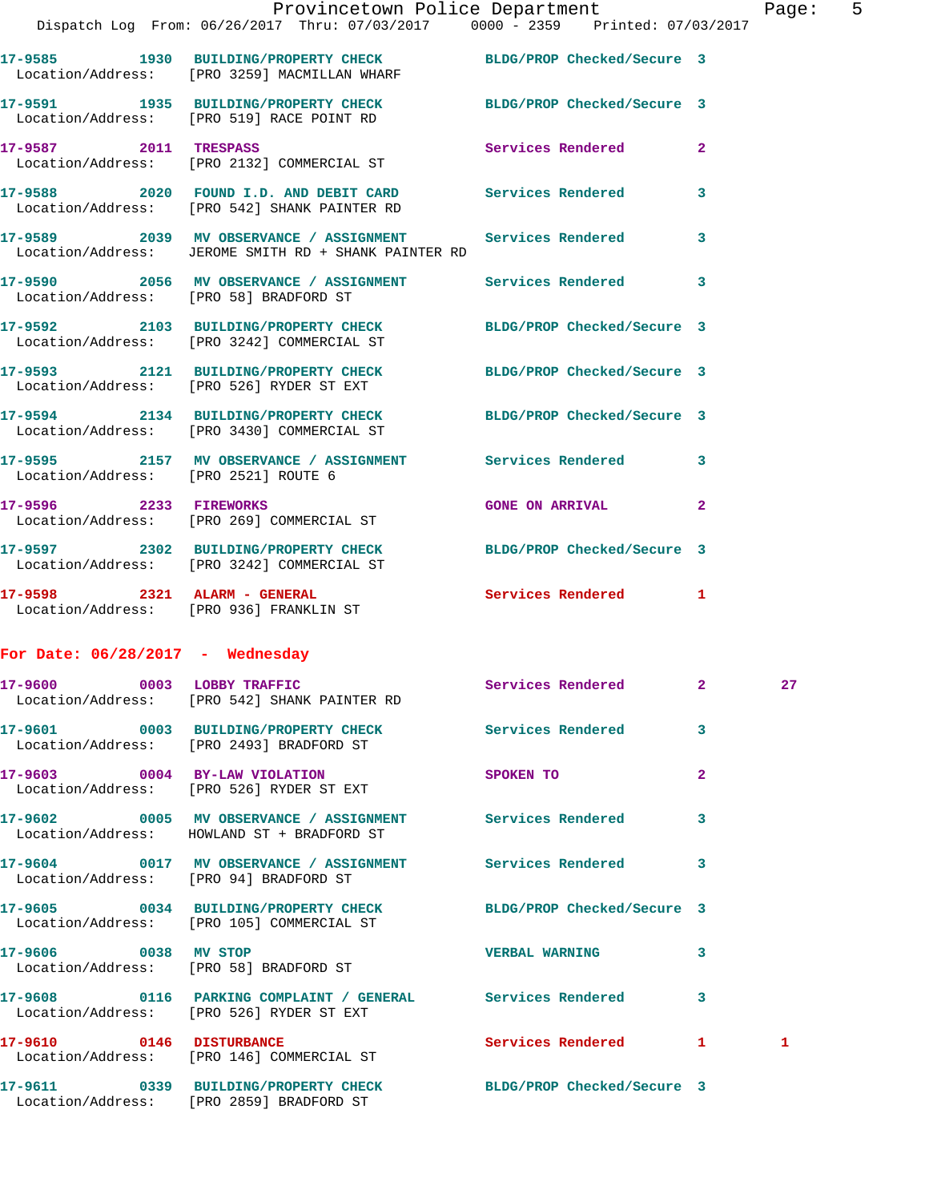17-9585 1930 BUILDING/PROPERTY CHECK BLDG/PROP Checked/Secure 3
Location/Address: [PRO 3259] MACMILLAN WHARF

17-9591 1935 BUILDING/PROPERTY CHECK BLDG/PROP Checked/Secure 3
Location/Address: [PRO 519] RACE POINT RD

17-9587 2011 TRESPASS Services Rendered 2
Location/Address: [PRO 2132] COMMERCIAL ST

17-9588 2020 FOUND I.D. AND DEBIT CARD Services Rendered 3
Location/Address: [PRO 542] SHANK PAINTER RD

17-9589 2039 MV OBSERVANCE / ASSIGNMENT Services Rendered 3
Location/Address: JEROME SMITH RD + SHANK PAINTER RD

17-9590 2056 MV OBSERVANCE / ASSIGNMENT Services Rendered 3
Location/Address: [PRO 58] BRADFORD ST

17-9592 2103 BUILDING/PROPERTY CHECK BLDG/PROP Checked/Secure 3
Location/Address: [PRO 3242] COMMERCIAL ST

17-9593 2121 BUILDING/PROPERTY CHECK BLDG/PROP Checked/Secure 3
Location/Address: [PRO 526] RYDER ST EXT

17-9594 2134 BUILDING/PROPERTY CHECK BLDG/PROP Checked/Secure 3
Location/Address: [PRO 3430] COMMERCIAL ST

17-9595 2157 MV OBSERVANCE / ASSIGNMENT Services Rendered 3
Location/Address: [PRO 2521] ROUTE 6

17-9596 2233 FIREWORKS GONE ON ARRIVAL 2
Location/Address: [PRO 269] COMMERCIAL ST

17-9597 2302 BUILDING/PROPERTY CHECK BLDG/PROP Checked/Secure 3
Location/Address: [PRO 3242] COMMERCIAL ST

17-9598 2321 ALARM - GENERAL Services Rendered 1
Location/Address: [PRO 936] FRANKLIN ST

**For Date: 06/28/2017 - Wednesday**

17-9600 0003 LOBBY TRAFFIC Services Rendered 2 27
Location/Address: [PRO 542] SHANK PAINTER RD

17-9601 0003 BUILDING/PROPERTY CHECK Services Rendered 3
Location/Address: [PRO 2493] BRADFORD ST

17-9603 0004 BY-LAW VIOLATION SPOKEN TO 2
Location/Address: [PRO 526] RYDER ST EXT

17-9602 0005 MV OBSERVANCE / ASSIGNMENT Services Rendered 3
Location/Address: HOWLAND ST + BRADFORD ST

17-9604 0017 MV OBSERVANCE / ASSIGNMENT Services Rendered 3
Location/Address: [PRO 94] BRADFORD ST

17-9605 0034 BUILDING/PROPERTY CHECK BLDG/PROP Checked/Secure 3
Location/Address: [PRO 105] COMMERCIAL ST

17-9606 0038 MV STOP VERBAL WARNING 3
Location/Address: [PRO 58] BRADFORD ST

17-9608 0116 PARKING COMPLAINT / GENERAL Services Rendered 3
Location/Address: [PRO 526] RYDER ST EXT

17-9610 0146 DISTURBANCE Services Rendered 1 1
Location/Address: [PRO 146] COMMERCIAL ST

17-9611 0339 BUILDING/PROPERTY CHECK BLDG/PROP Checked/Secure 3
Location/Address: [PRO 2859] BRADFORD ST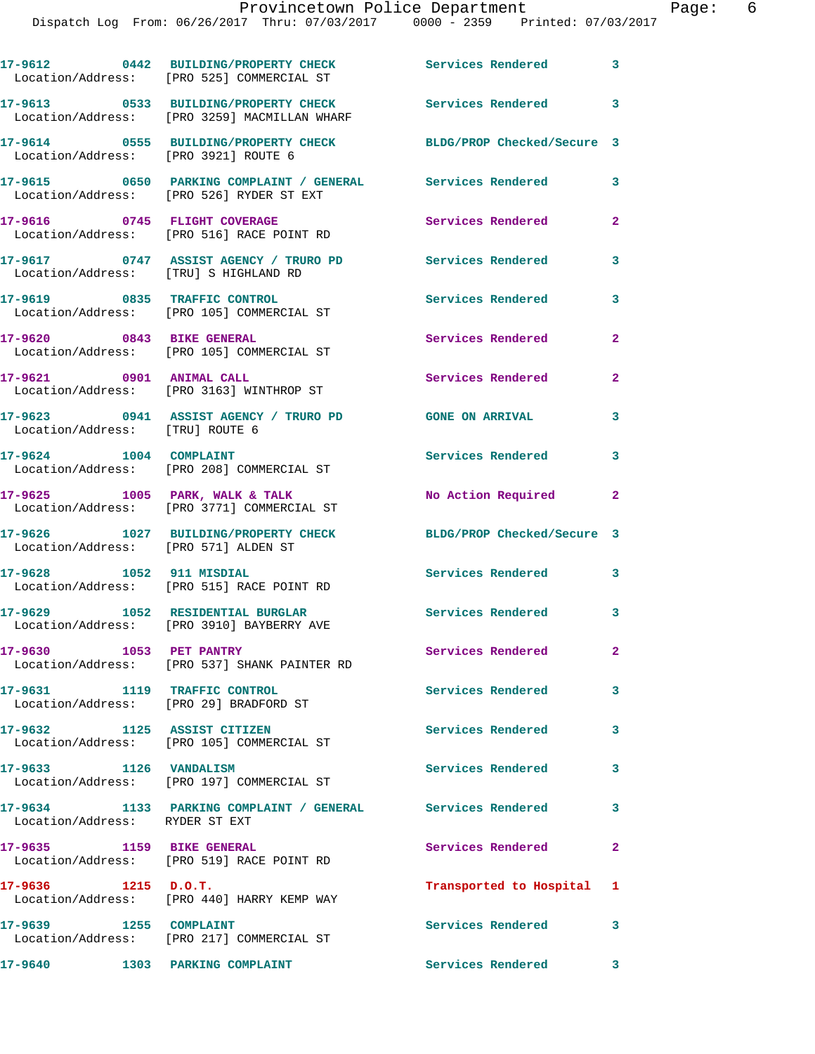17-9612 0442 BUILDING/PROPERTY CHECK Services Rendered 3
Location/Address: [PRO 525] COMMERCIAL ST

17-9613 0533 BUILDING/PROPERTY CHECK Services Rendered 3
Location/Address: [PRO 3259] MACMILLAN WHARF

17-9614 0555 BUILDING/PROPERTY CHECK BLDG/PROP Checked/Secure 3
Location/Address: [PRO 3921] ROUTE 6

17-9615 0650 PARKING COMPLAINT / GENERAL Services Rendered 3
Location/Address: [PRO 526] RYDER ST EXT

17-9616 0745 FLIGHT COVERAGE Services Rendered 2
Location/Address: [PRO 516] RACE POINT RD

17-9617 0747 ASSIST AGENCY / TRURO PD Services Rendered 3
Location/Address: [TRU] S HIGHLAND RD

17-9619 0835 TRAFFIC CONTROL Services Rendered 3
Location/Address: [PRO 105] COMMERCIAL ST

17-9620 0843 BIKE GENERAL Services Rendered 2
Location/Address: [PRO 105] COMMERCIAL ST

17-9621 0901 ANIMAL CALL Services Rendered 2
Location/Address: [PRO 3163] WINTHROP ST

17-9623 0941 ASSIST AGENCY / TRURO PD GONE ON ARRIVAL 3
Location/Address: [TRU] ROUTE 6

17-9624 1004 COMPLAINT Services Rendered 3
Location/Address: [PRO 208] COMMERCIAL ST

17-9625 1005 PARK, WALK & TALK No Action Required 2
Location/Address: [PRO 3771] COMMERCIAL ST

17-9626 1027 BUILDING/PROPERTY CHECK BLDG/PROP Checked/Secure 3
Location/Address: [PRO 571] ALDEN ST

17-9628 1052 911 MISDIAL Services Rendered 3
Location/Address: [PRO 515] RACE POINT RD

17-9629 1052 RESIDENTIAL BURGLAR Services Rendered 3
Location/Address: [PRO 3910] BAYBERRY AVE

17-9630 1053 PET PANTRY Services Rendered 2
Location/Address: [PRO 537] SHANK PAINTER RD

17-9631 1119 TRAFFIC CONTROL Services Rendered 3
Location/Address: [PRO 29] BRADFORD ST

17-9632 1125 ASSIST CITIZEN Services Rendered 3
Location/Address: [PRO 105] COMMERCIAL ST

17-9633 1126 VANDALISM Services Rendered 3
Location/Address: [PRO 197] COMMERCIAL ST

17-9634 1133 PARKING COMPLAINT / GENERAL Services Rendered 3
Location/Address: RYDER ST EXT

17-9635 1159 BIKE GENERAL Services Rendered 2
Location/Address: [PRO 519] RACE POINT RD

17-9636 1215 D.O.T. Transported to Hospital 1
Location/Address: [PRO 440] HARRY KEMP WAY

17-9639 1255 COMPLAINT Services Rendered 3
Location/Address: [PRO 217] COMMERCIAL ST

17-9640 1303 PARKING COMPLAINT Services Rendered 3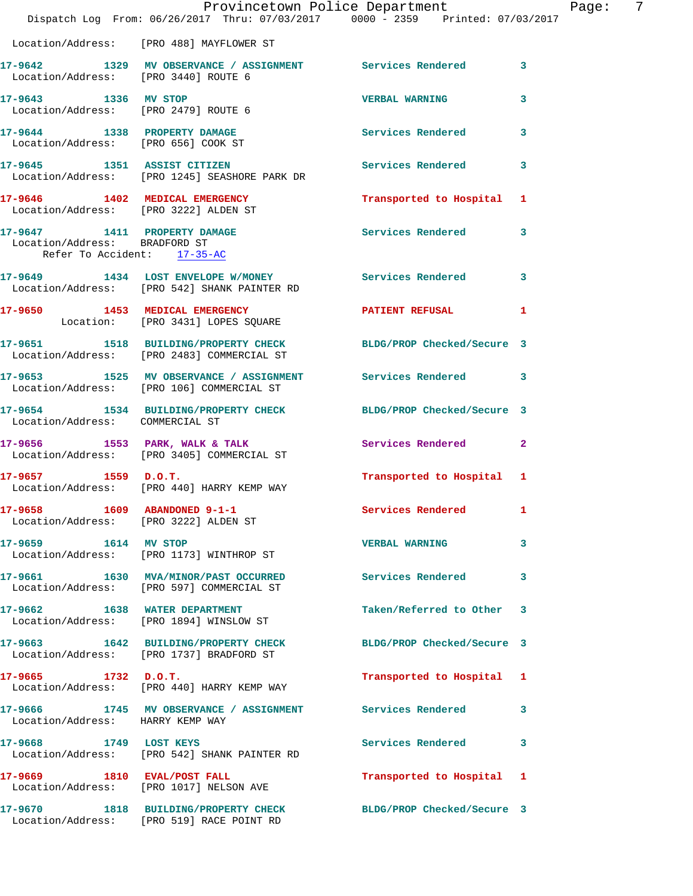Location/Address: [PRO 488] MAYFLOWER ST

**17-9642** 1329 **MV OBSERVATION / ASSIGNMENT** Services Rendered 3
Location/Address: [PRO 3440] ROUTE 6

**17-9643** 1336 **MV STOP** VERBAL WARNING 3
Location/Address: [PRO 2479] ROUTE 6

**17-9644** 1338 **PROPERTY DAMAGE** Services Rendered 3
Location/Address: [PRO 656] COOK ST

**17-9645** 1351 **ASSIST CITIZEN** Services Rendered 3
Location/Address: [PRO 1245] SEASHORE PARK DR

**17-9646** 1402 **MEDICAL EMERGENCY** Transported to Hospital 1
Location/Address: [PRO 3222] ALDEN ST

**17-9647** 1411 **PROPERTY DAMAGE** Services Rendered 3
Location/Address: BRADFORD ST
Refer To Accident: 17-35-AC

**17-9649** 1434 **LOST ENVELOPE W/MONEY** Services Rendered 3
Location/Address: [PRO 542] SHANK PAINTER RD

**17-9650** 1453 **MEDICAL EMERGENCY** PATIENT REFUSAL 1
Location: [PRO 3431] LOPES SQUARE

**17-9651** 1518 **BUILDING/PROPERTY CHECK** BLDG/PROP Checked/Secure 3
Location/Address: [PRO 2483] COMMERCIAL ST

**17-9653** 1525 **MV OBSERVATION / ASSIGNMENT** Services Rendered 3
Location/Address: [PRO 106] COMMERCIAL ST

**17-9654** 1534 **BUILDING/PROPERTY CHECK** BLDG/PROP Checked/Secure 3
Location/Address: COMMERCIAL ST

**17-9656** 1553 **PARK, WALK & TALK** Services Rendered 2
Location/Address: [PRO 3405] COMMERCIAL ST

**17-9657** 1559 **D.O.T.** Transported to Hospital 1
Location/Address: [PRO 440] HARRY KEMP WAY

**17-9658** 1609 **ABANDONED 9-1-1** Services Rendered 1
Location/Address: [PRO 3222] ALDEN ST

**17-9659** 1614 **MV STOP** VERBAL WARNING 3
Location/Address: [PRO 1173] WINTHROP ST

**17-9661** 1630 **MVA/MINOR/PAST OCCURRED** Services Rendered 3
Location/Address: [PRO 597] COMMERCIAL ST

**17-9662** 1638 **WATER DEPARTMENT** Taken/Referred to Other 3
Location/Address: [PRO 1894] WINSLOW ST

**17-9663** 1642 **BUILDING/PROPERTY CHECK** BLDG/PROP Checked/Secure 3
Location/Address: [PRO 1737] BRADFORD ST

**17-9665** 1732 **D.O.T.** Transported to Hospital 1
Location/Address: [PRO 440] HARRY KEMP WAY

**17-9666** 1745 **MV OBSERVATION / ASSIGNMENT** Services Rendered 3
Location/Address: HARRY KEMP WAY

**17-9668** 1749 **LOST KEYS** Services Rendered 3
Location/Address: [PRO 542] SHANK PAINTER RD

**17-9669** 1810 **EVAL/POST FALL** Transported to Hospital 1
Location/Address: [PRO 1017] NELSON AVE

**17-9670** 1818 **BUILDING/PROPERTY CHECK** BLDG/PROP Checked/Secure 3
Location/Address: [PRO 519] RACE POINT RD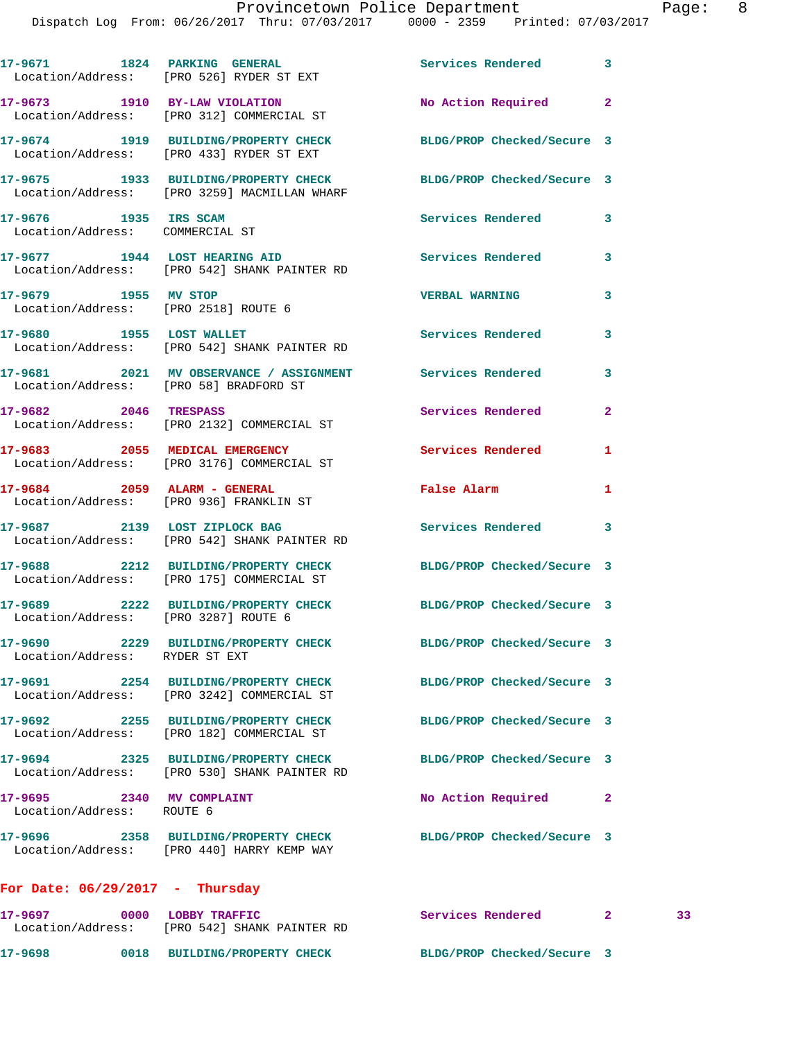17-9671 1824 PARKING GENERAL Services Rendered 3
Location/Address: [PRO 526] RYDER ST EXT

17-9673 1910 BY-LAW VIOLATION No Action Required 2
Location/Address: [PRO 312] COMMERCIAL ST

17-9674 1919 BUILDING/PROPERTY CHECK BLDG/PROP Checked/Secure 3
Location/Address: [PRO 433] RYDER ST EXT

17-9675 1933 BUILDING/PROPERTY CHECK BLDG/PROP Checked/Secure 3
Location/Address: [PRO 3259] MACMILLAN WHARF

17-9676 1935 IRS SCAM Services Rendered 3
Location/Address: COMMERCIAL ST

17-9677 1944 LOST HEARING AID Services Rendered 3
Location/Address: [PRO 542] SHANK PAINTER RD

17-9679 1955 MV STOP VERBAL WARNING 3
Location/Address: [PRO 2518] ROUTE 6

17-9680 1955 LOST WALLET Services Rendered 3
Location/Address: [PRO 542] SHANK PAINTER RD

17-9681 2021 MV OBSERVANCE / ASSIGNMENT Services Rendered 3
Location/Address: [PRO 58] BRADFORD ST

17-9682 2046 TRESPASS Services Rendered 2
Location/Address: [PRO 2132] COMMERCIAL ST

17-9683 2055 MEDICAL EMERGENCY Services Rendered 1
Location/Address: [PRO 3176] COMMERCIAL ST

17-9684 2059 ALARM - GENERAL False Alarm 1
Location/Address: [PRO 936] FRANKLIN ST

17-9687 2139 LOST ZIPLOCK BAG Services Rendered 3
Location/Address: [PRO 542] SHANK PAINTER RD

17-9688 2212 BUILDING/PROPERTY CHECK BLDG/PROP Checked/Secure 3
Location/Address: [PRO 175] COMMERCIAL ST

17-9689 2222 BUILDING/PROPERTY CHECK BLDG/PROP Checked/Secure 3
Location/Address: [PRO 3287] ROUTE 6

17-9690 2229 BUILDING/PROPERTY CHECK BLDG/PROP Checked/Secure 3
Location/Address: RYDER ST EXT

17-9691 2254 BUILDING/PROPERTY CHECK BLDG/PROP Checked/Secure 3
Location/Address: [PRO 3242] COMMERCIAL ST

17-9692 2255 BUILDING/PROPERTY CHECK BLDG/PROP Checked/Secure 3
Location/Address: [PRO 182] COMMERCIAL ST

17-9694 2325 BUILDING/PROPERTY CHECK BLDG/PROP Checked/Secure 3
Location/Address: [PRO 530] SHANK PAINTER RD

17-9695 2340 MV COMPLAINT No Action Required 2
Location/Address: ROUTE 6

17-9696 2358 BUILDING/PROPERTY CHECK BLDG/PROP Checked/Secure 3
Location/Address: [PRO 440] HARRY KEMP WAY

**For Date: 06/29/2017 - Thursday**

17-9697 0000 LOBBY TRAFFIC Services Rendered 2 33
Location/Address: [PRO 542] SHANK PAINTER RD

17-9698 0018 BUILDING/PROPERTY CHECK BLDG/PROP Checked/Secure 3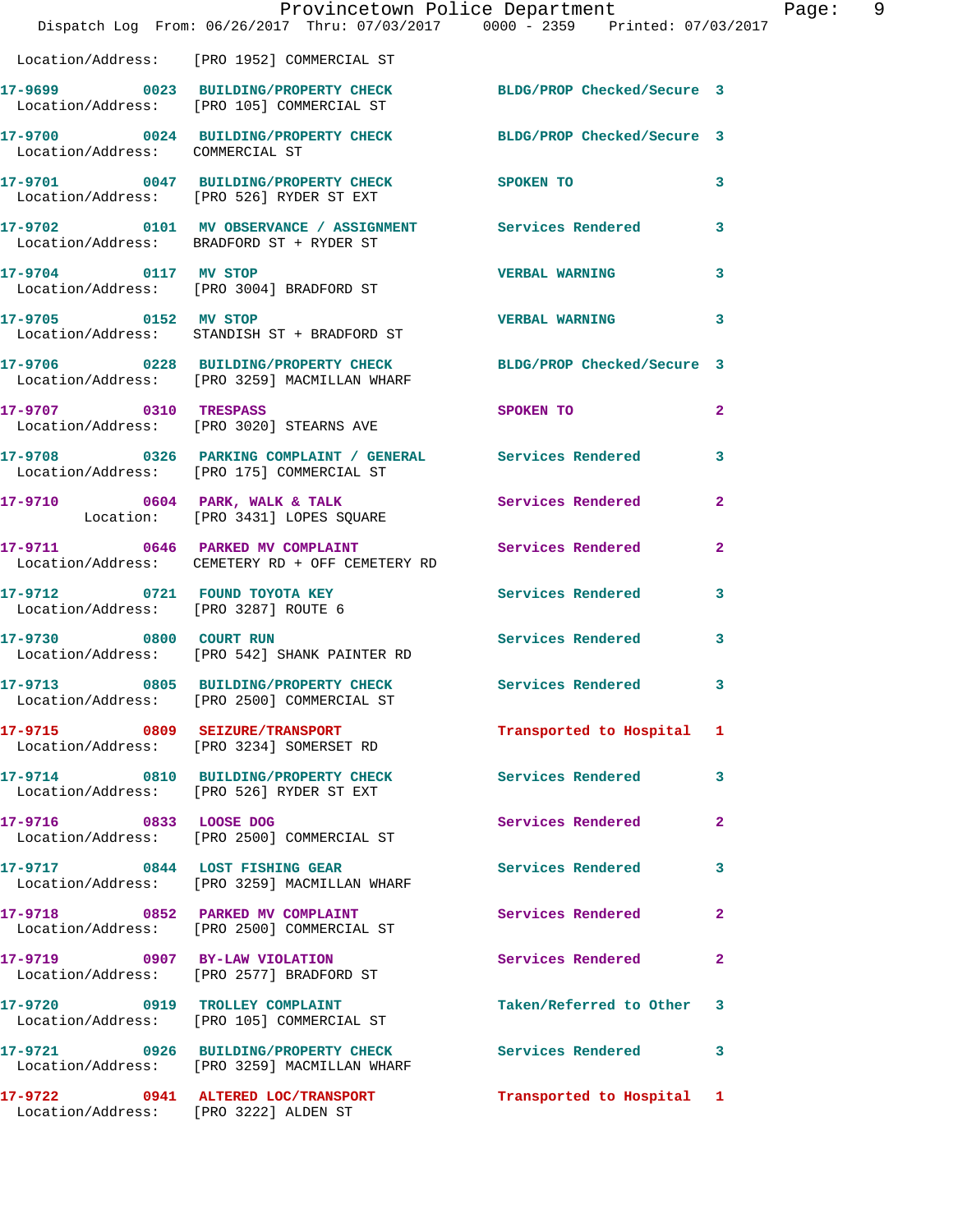Location/Address: [PRO 1952] COMMERCIAL ST

**17-9699** 0023 **BUILDING/PROPERTY CHECK** BLDG/PROP Checked/Secure 3
Location/Address: [PRO 105] COMMERCIAL ST

**17-9700** 0024 **BUILDING/PROPERTY CHECK** BLDG/PROP Checked/Secure 3
Location/Address: COMMERCIAL ST

**17-9701** 0047 **BUILDING/PROPERTY CHECK** SPOKEN TO 3
Location/Address: [PRO 526] RYDER ST EXT

**17-9702** 0101 **MV OBSERVANCE / ASSIGNMENT** Services Rendered 3
Location/Address: BRADFORD ST + RYDER ST

**17-9704** 0117 **MV STOP** VERBAL WARNING 3
Location/Address: [PRO 3004] BRADFORD ST

**17-9705** 0152 **MV STOP** VERBAL WARNING 3
Location/Address: STANDISH ST + BRADFORD ST

**17-9706** 0228 **BUILDING/PROPERTY CHECK** BLDG/PROP Checked/Secure 3
Location/Address: [PRO 3259] MACMILLAN WHARF

**17-9707** 0310 **TRESPASS** SPOKEN TO 2
Location/Address: [PRO 3020] STEARNS AVE

**17-9708** 0326 **PARKING COMPLAINT / GENERAL** Services Rendered 3
Location/Address: [PRO 175] COMMERCIAL ST

**17-9710** 0604 **PARK, WALK & TALK** Services Rendered 2
Location: [PRO 3431] LOPES SQUARE

**17-9711** 0646 **PARKED MV COMPLAINT** Services Rendered 2
Location/Address: CEMETERY RD + OFF CEMETERY RD

**17-9712** 0721 **FOUND TOYOTA KEY** Services Rendered 3
Location/Address: [PRO 3287] ROUTE 6

**17-9730** 0800 **COURT RUN** Services Rendered 3
Location/Address: [PRO 542] SHANK PAINTER RD

**17-9713** 0805 **BUILDING/PROPERTY CHECK** Services Rendered 3
Location/Address: [PRO 2500] COMMERCIAL ST

**17-9715** 0809 **SEIZURE/TRANSPORT** Transported to Hospital 1
Location/Address: [PRO 3234] SOMERSET RD

**17-9714** 0810 **BUILDING/PROPERTY CHECK** Services Rendered 3
Location/Address: [PRO 526] RYDER ST EXT

**17-9716** 0833 **LOOSE DOG** Services Rendered 2
Location/Address: [PRO 2500] COMMERCIAL ST

**17-9717** 0844 **LOST FISHING GEAR** Services Rendered 3
Location/Address: [PRO 3259] MACMILLAN WHARF

**17-9718** 0852 **PARKED MV COMPLAINT** Services Rendered 2
Location/Address: [PRO 2500] COMMERCIAL ST

**17-9719** 0907 **BY-LAW VIOLATION** Services Rendered 2
Location/Address: [PRO 2577] BRADFORD ST

**17-9720** 0919 **TROLLEY COMPLAINT** Taken/Referred to Other 3
Location/Address: [PRO 105] COMMERCIAL ST

**17-9721** 0926 **BUILDING/PROPERTY CHECK** Services Rendered 3
Location/Address: [PRO 3259] MACMILLAN WHARF

**17-9722** 0941 **ALTERED LOC/TRANSPORT** Transported to Hospital 1
Location/Address: [PRO 3222] ALDEN ST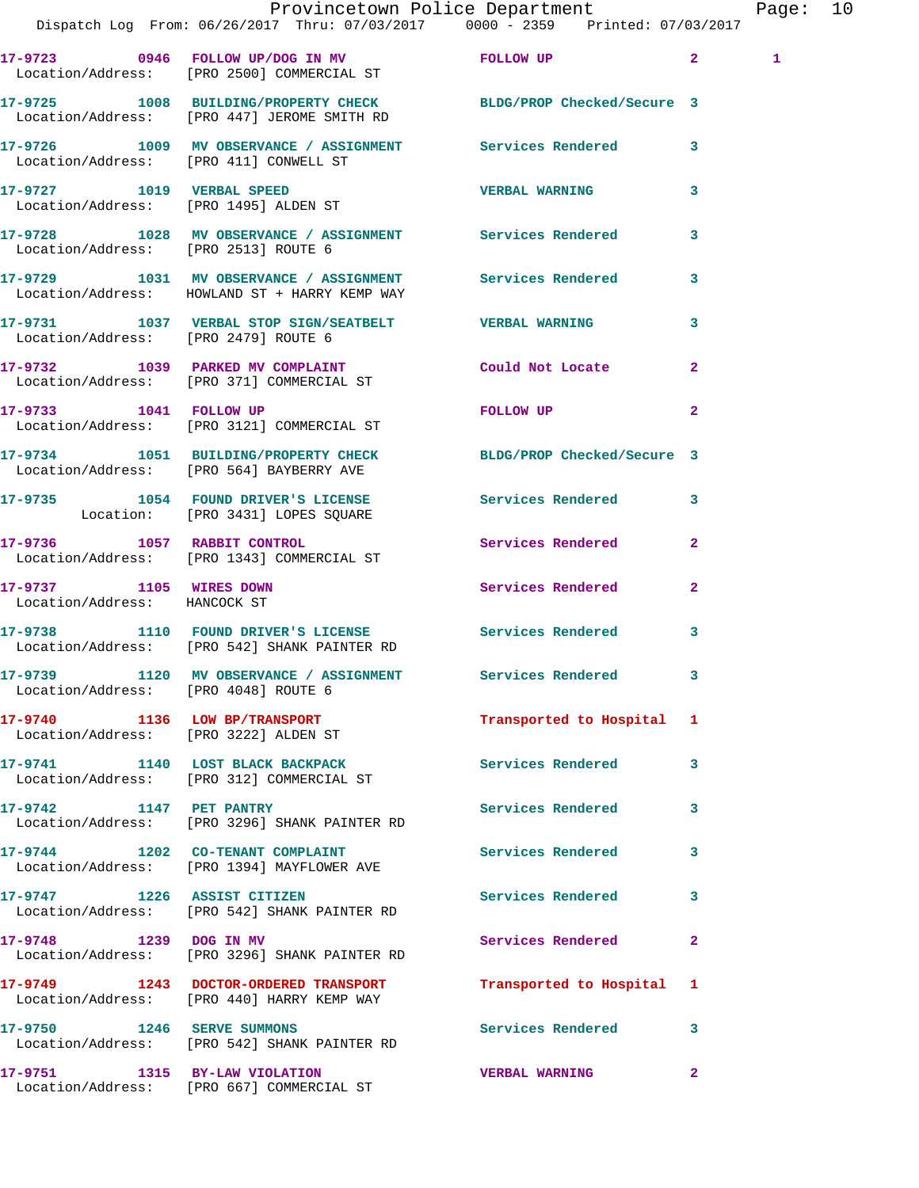17-9723 0946 FOLLOW UP/DOG IN MV FOLLOW UP 2 1
Location/Address: [PRO 2500] COMMERCIAL ST

17-9725 1008 BUILDING/PROPERTY CHECK BLDG/PROP Checked/Secure 3
Location/Address: [PRO 447] JEROME SMITH RD

17-9726 1009 MV OBSERVANCE / ASSIGNMENT Services Rendered 3
Location/Address: [PRO 411] CONWELL ST

17-9727 1019 VERBAL SPEED VERBAL WARNING 3
Location/Address: [PRO 1495] ALDEN ST

17-9728 1028 MV OBSERVANCE / ASSIGNMENT Services Rendered 3
Location/Address: [PRO 2513] ROUTE 6

17-9729 1031 MV OBSERVANCE / ASSIGNMENT Services Rendered 3
Location/Address: HOWLAND ST + HARRY KEMP WAY

17-9731 1037 VERBAL STOP SIGN/SEATBELT VERBAL WARNING 3
Location/Address: [PRO 2479] ROUTE 6

17-9732 1039 PARKED MV COMPLAINT Could Not Locate 2
Location/Address: [PRO 371] COMMERCIAL ST

17-9733 1041 FOLLOW UP FOLLOW UP 2
Location/Address: [PRO 3121] COMMERCIAL ST

17-9734 1051 BUILDING/PROPERTY CHECK BLDG/PROP Checked/Secure 3
Location/Address: [PRO 564] BAYBERRY AVE

17-9735 1054 FOUND DRIVER'S LICENSE Services Rendered 3
Location: [PRO 3431] LOPES SQUARE

17-9736 1057 RABBIT CONTROL Services Rendered 2
Location/Address: [PRO 1343] COMMERCIAL ST

17-9737 1105 WIRES DOWN Services Rendered 2
Location/Address: HANCOCK ST

17-9738 1110 FOUND DRIVER'S LICENSE Services Rendered 3
Location/Address: [PRO 542] SHANK PAINTER RD

17-9739 1120 MV OBSERVANCE / ASSIGNMENT Services Rendered 3
Location/Address: [PRO 4048] ROUTE 6

17-9740 1136 LOW BP/TRANSPORT Transported to Hospital 1
Location/Address: [PRO 3222] ALDEN ST

17-9741 1140 LOST BLACK BACKPACK Services Rendered 3
Location/Address: [PRO 312] COMMERCIAL ST

17-9742 1147 PET PANTRY Services Rendered 3
Location/Address: [PRO 3296] SHANK PAINTER RD

17-9744 1202 CO-TENANT COMPLAINT Services Rendered 3
Location/Address: [PRO 1394] MAYFLOWER AVE

17-9747 1226 ASSIST CITIZEN Services Rendered 3
Location/Address: [PRO 542] SHANK PAINTER RD

17-9748 1239 DOG IN MV Services Rendered 2
Location/Address: [PRO 3296] SHANK PAINTER RD

17-9749 1243 DOCTOR-ORDERED TRANSPORT Transported to Hospital 1
Location/Address: [PRO 440] HARRY KEMP WAY

17-9750 1246 SERVE SUMMONS Services Rendered 3
Location/Address: [PRO 542] SHANK PAINTER RD

17-9751 1315 BY-LAW VIOLATION VERBAL WARNING 2
Location/Address: [PRO 667] COMMERCIAL ST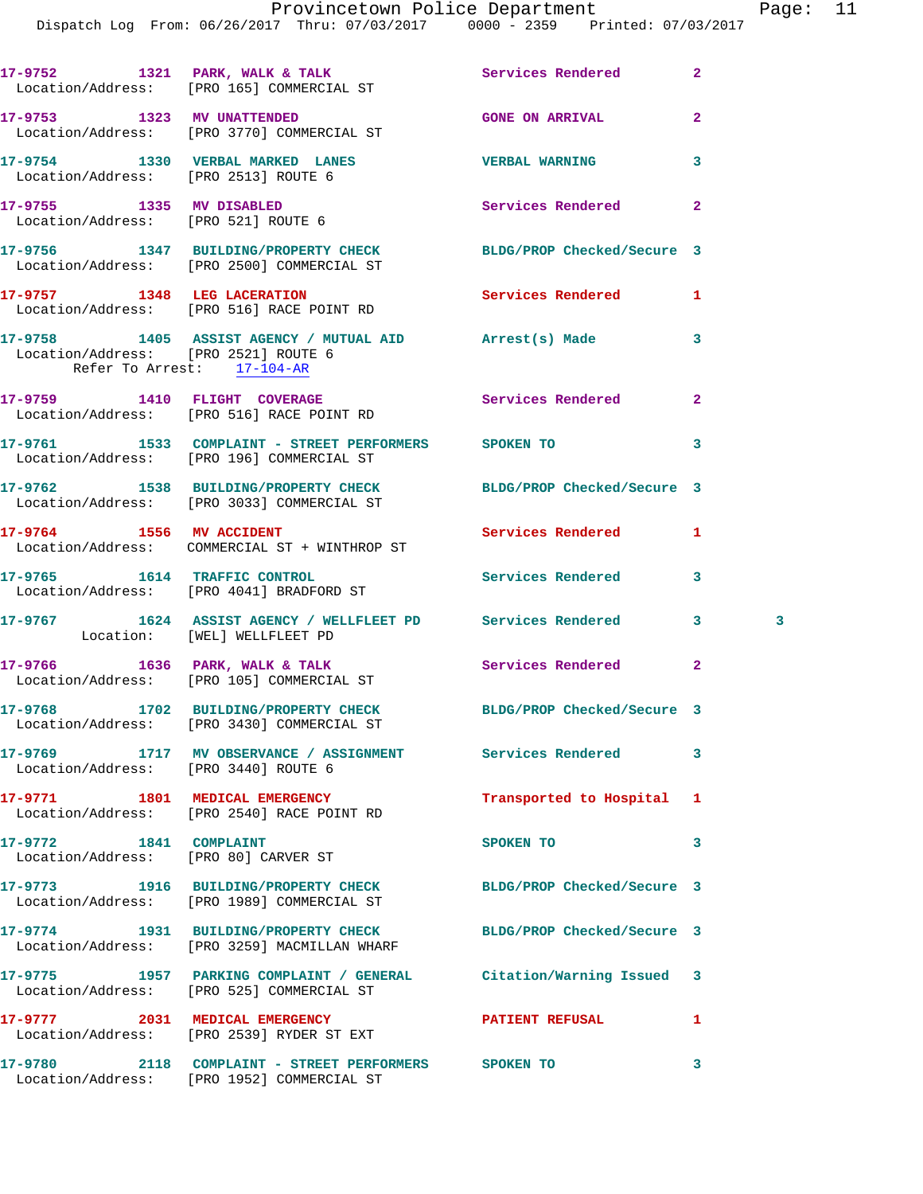17-9752 1321 PARK, WALK & TALK Services Rendered 2
Location/Address: [PRO 165] COMMERCIAL ST

17-9753 1323 MV UNATTENDED GONE ON ARRIVAL 2
Location/Address: [PRO 3770] COMMERCIAL ST

17-9754 1330 VERBAL MARKED LANES VERBAL WARNING 3
Location/Address: [PRO 2513] ROUTE 6

17-9755 1335 MV DISABLED Services Rendered 2
Location/Address: [PRO 521] ROUTE 6

17-9756 1347 BUILDING/PROPERTY CHECK BLDG/PROP Checked/Secure 3
Location/Address: [PRO 2500] COMMERCIAL ST

17-9757 1348 LEG LACERATION Services Rendered 1
Location/Address: [PRO 516] RACE POINT RD

17-9758 1405 ASSIST AGENCY / MUTUAL AID Arrest(s) Made 3
Location/Address: [PRO 2521] ROUTE 6
Refer To Arrest: 17-104-AR

17-9759 1410 FLIGHT COVERAGE Services Rendered 2
Location/Address: [PRO 516] RACE POINT RD

17-9761 1533 COMPLAINT - STREET PERFORMERS SPOKEN TO 3
Location/Address: [PRO 196] COMMERCIAL ST

17-9762 1538 BUILDING/PROPERTY CHECK BLDG/PROP Checked/Secure 3
Location/Address: [PRO 3033] COMMERCIAL ST

17-9764 1556 MV ACCIDENT Services Rendered 1
Location/Address: COMMERCIAL ST + WINTHROP ST

17-9765 1614 TRAFFIC CONTROL Services Rendered 3
Location/Address: [PRO 4041] BRADFORD ST

17-9767 1624 ASSIST AGENCY / WELLFLEET PD Services Rendered 3 3
Location: [WEL] WELLFLEET PD

17-9766 1636 PARK, WALK & TALK Services Rendered 2
Location/Address: [PRO 105] COMMERCIAL ST

17-9768 1702 BUILDING/PROPERTY CHECK BLDG/PROP Checked/Secure 3
Location/Address: [PRO 3430] COMMERCIAL ST

17-9769 1717 MV OBSERVANCE / ASSIGNMENT Services Rendered 3
Location/Address: [PRO 3440] ROUTE 6

17-9771 1801 MEDICAL EMERGENCY Transported to Hospital 1
Location/Address: [PRO 2540] RACE POINT RD

17-9772 1841 COMPLAINT SPOKEN TO 3
Location/Address: [PRO 80] CARVER ST

17-9773 1916 BUILDING/PROPERTY CHECK BLDG/PROP Checked/Secure 3
Location/Address: [PRO 1989] COMMERCIAL ST

17-9774 1931 BUILDING/PROPERTY CHECK BLDG/PROP Checked/Secure 3
Location/Address: [PRO 3259] MACMILLAN WHARF

17-9775 1957 PARKING COMPLAINT / GENERAL Citation/Warning Issued 3
Location/Address: [PRO 525] COMMERCIAL ST

17-9777 2031 MEDICAL EMERGENCY PATIENT REFUSAL 1
Location/Address: [PRO 2539] RYDER ST EXT

17-9780 2118 COMPLAINT - STREET PERFORMERS SPOKEN TO 3
Location/Address: [PRO 1952] COMMERCIAL ST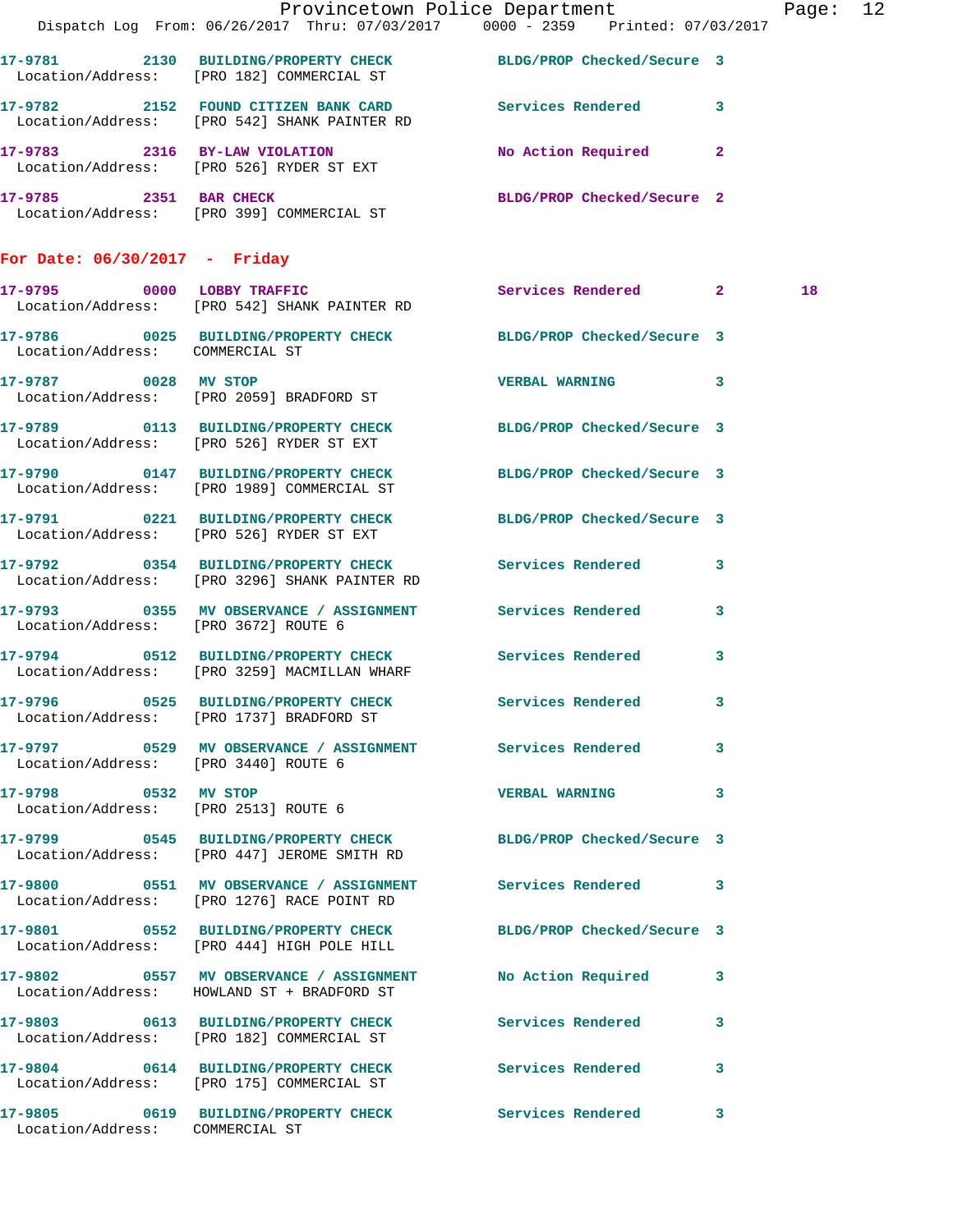17-9781 2130 BUILDING/PROPERTY CHECK BLDG/PROP Checked/Secure 3
Location/Address: [PRO 182] COMMERCIAL ST

17-9782 2152 FOUND CITIZEN BANK CARD Services Rendered 3
Location/Address: [PRO 542] SHANK PAINTER RD

17-9783 2316 BY-LAW VIOLATION No Action Required 2
Location/Address: [PRO 526] RYDER ST EXT

17-9785 2351 BAR CHECK BLDG/PROP Checked/Secure 2
Location/Address: [PRO 399] COMMERCIAL ST

## For Date: 06/30/2017 - Friday

17-9795 0000 LOBBY TRAFFIC Services Rendered 2 18
Location/Address: [PRO 542] SHANK PAINTER RD

17-9786 0025 BUILDING/PROPERTY CHECK BLDG/PROP Checked/Secure 3
Location/Address: COMMERCIAL ST

17-9787 0028 MV STOP VERBAL WARNING 3
Location/Address: [PRO 2059] BRADFORD ST

17-9789 0113 BUILDING/PROPERTY CHECK BLDG/PROP Checked/Secure 3
Location/Address: [PRO 526] RYDER ST EXT

17-9790 0147 BUILDING/PROPERTY CHECK BLDG/PROP Checked/Secure 3
Location/Address: [PRO 1989] COMMERCIAL ST

17-9791 0221 BUILDING/PROPERTY CHECK BLDG/PROP Checked/Secure 3
Location/Address: [PRO 526] RYDER ST EXT

17-9792 0354 BUILDING/PROPERTY CHECK Services Rendered 3
Location/Address: [PRO 3296] SHANK PAINTER RD

17-9793 0355 MV OBSERVANCE / ASSIGNMENT Services Rendered 3
Location/Address: [PRO 3672] ROUTE 6

17-9794 0512 BUILDING/PROPERTY CHECK Services Rendered 3
Location/Address: [PRO 3259] MACMILLAN WHARF

17-9796 0525 BUILDING/PROPERTY CHECK Services Rendered 3
Location/Address: [PRO 1737] BRADFORD ST

17-9797 0529 MV OBSERVANCE / ASSIGNMENT Services Rendered 3
Location/Address: [PRO 3440] ROUTE 6

17-9798 0532 MV STOP VERBAL WARNING 3
Location/Address: [PRO 2513] ROUTE 6

17-9799 0545 BUILDING/PROPERTY CHECK BLDG/PROP Checked/Secure 3
Location/Address: [PRO 447] JEROME SMITH RD

17-9800 0551 MV OBSERVANCE / ASSIGNMENT Services Rendered 3
Location/Address: [PRO 1276] RACE POINT RD

17-9801 0552 BUILDING/PROPERTY CHECK BLDG/PROP Checked/Secure 3
Location/Address: [PRO 444] HIGH POLE HILL

17-9802 0557 MV OBSERVANCE / ASSIGNMENT No Action Required 3
Location/Address: HOWLAND ST + BRADFORD ST

17-9803 0613 BUILDING/PROPERTY CHECK Services Rendered 3
Location/Address: [PRO 182] COMMERCIAL ST

17-9804 0614 BUILDING/PROPERTY CHECK Services Rendered 3
Location/Address: [PRO 175] COMMERCIAL ST

17-9805 0619 BUILDING/PROPERTY CHECK Services Rendered 3
Location/Address: COMMERCIAL ST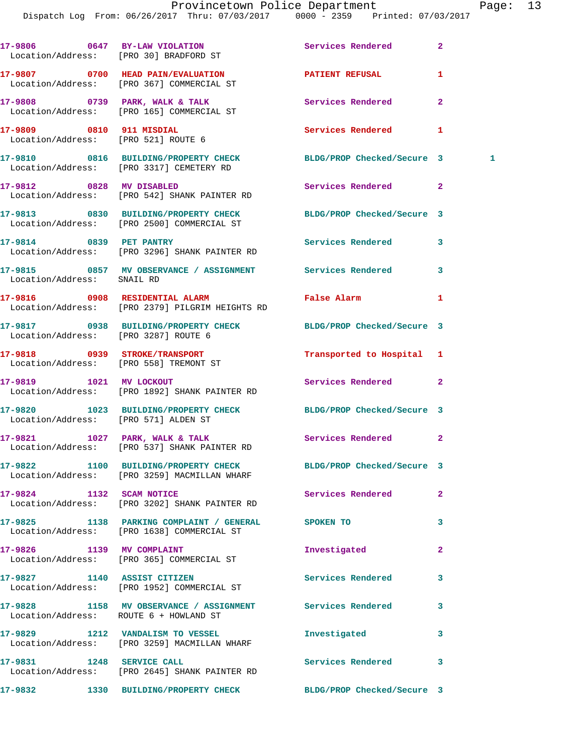17-9806 0647 BY-LAW VIOLATION Services Rendered 2
Location/Address: [PRO 30] BRADFORD ST

17-9807 0700 HEAD PAIN/EVALUATION PATIENT REFUSAL 1
Location/Address: [PRO 367] COMMERCIAL ST

17-9808 0739 PARK, WALK & TALK Services Rendered 2
Location/Address: [PRO 165] COMMERCIAL ST

17-9809 0810 911 MISDIAL Services Rendered 1
Location/Address: [PRO 521] ROUTE 6

17-9810 0816 BUILDING/PROPERTY CHECK BLDG/PROP Checked/Secure 3 1
Location/Address: [PRO 3317] CEMETERY RD

17-9812 0828 MV DISABLED Services Rendered 2
Location/Address: [PRO 542] SHANK PAINTER RD

17-9813 0830 BUILDING/PROPERTY CHECK BLDG/PROP Checked/Secure 3
Location/Address: [PRO 2500] COMMERCIAL ST

17-9814 0839 PET PANTRY Services Rendered 3
Location/Address: [PRO 3296] SHANK PAINTER RD

17-9815 0857 MV OBSERVANCE / ASSIGNMENT Services Rendered 3
Location/Address: SNAIL RD

17-9816 0908 RESIDENTIAL ALARM False Alarm 1
Location/Address: [PRO 2379] PILGRIM HEIGHTS RD

17-9817 0938 BUILDING/PROPERTY CHECK BLDG/PROP Checked/Secure 3
Location/Address: [PRO 3287] ROUTE 6

17-9818 0939 STROKE/TRANSPORT Transported to Hospital 1
Location/Address: [PRO 558] TREMONT ST

17-9819 1021 MV LOCKOUT Services Rendered 2
Location/Address: [PRO 1892] SHANK PAINTER RD

17-9820 1023 BUILDING/PROPERTY CHECK BLDG/PROP Checked/Secure 3
Location/Address: [PRO 571] ALDEN ST

17-9821 1027 PARK, WALK & TALK Services Rendered 2
Location/Address: [PRO 537] SHANK PAINTER RD

17-9822 1100 BUILDING/PROPERTY CHECK BLDG/PROP Checked/Secure 3
Location/Address: [PRO 3259] MACMILLAN WHARF

17-9824 1132 SCAM NOTICE Services Rendered 2
Location/Address: [PRO 3202] SHANK PAINTER RD

17-9825 1138 PARKING COMPLAINT / GENERAL SPOKEN TO 3
Location/Address: [PRO 1638] COMMERCIAL ST

17-9826 1139 MV COMPLAINT Investigated 2
Location/Address: [PRO 365] COMMERCIAL ST

17-9827 1140 ASSIST CITIZEN Services Rendered 3
Location/Address: [PRO 1952] COMMERCIAL ST

17-9828 1158 MV OBSERVANCE / ASSIGNMENT Services Rendered 3
Location/Address: ROUTE 6 + HOWLAND ST

17-9829 1212 VANDALISM TO VESSEL Investigated 3
Location/Address: [PRO 3259] MACMILLAN WHARF

17-9831 1248 SERVICE CALL Services Rendered 3
Location/Address: [PRO 2645] SHANK PAINTER RD

17-9832 1330 BUILDING/PROPERTY CHECK BLDG/PROP Checked/Secure 3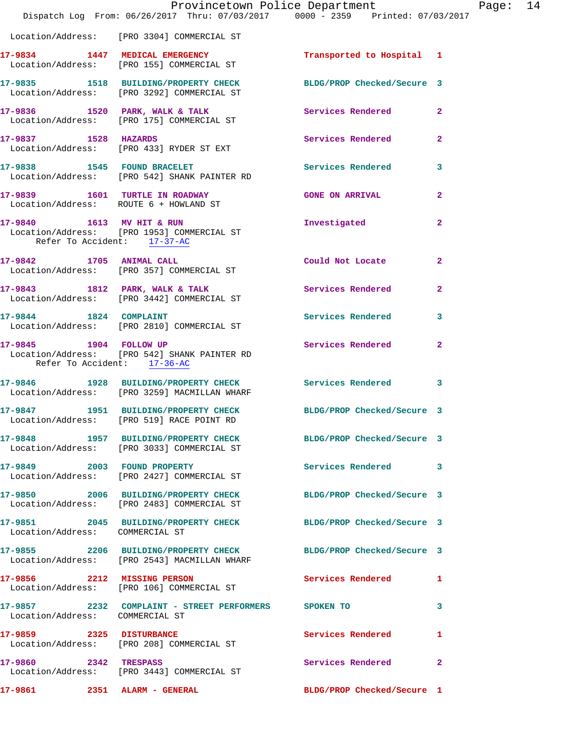Location/Address: [PRO 3304] COMMERCIAL ST

**17-9834 1447 MEDICAL EMERGENCY** Transported to Hospital 1
Location/Address: [PRO 155] COMMERCIAL ST

**17-9835 1518 BUILDING/PROPERTY CHECK** BLDG/PROP Checked/Secure 3
Location/Address: [PRO 3292] COMMERCIAL ST

**17-9836 1520 PARK, WALK & TALK** Services Rendered 2
Location/Address: [PRO 175] COMMERCIAL ST

**17-9837 1528 HAZARDS** Services Rendered 2
Location/Address: [PRO 433] RYDER ST EXT

**17-9838 1545 FOUND BRACELET** Services Rendered 3
Location/Address: [PRO 542] SHANK PAINTER RD

**17-9839 1601 TURTLE IN ROADWAY** GONE ON ARRIVAL 2
Location/Address: ROUTE 6 + HOWLAND ST

**17-9840 1613 MV HIT & RUN** Investigated 2
Location/Address: [PRO 1953] COMMERCIAL ST
Refer To Accident: 17-37-AC

**17-9842 1705 ANIMAL CALL** Could Not Locate 2
Location/Address: [PRO 357] COMMERCIAL ST

**17-9843 1812 PARK, WALK & TALK** Services Rendered 2
Location/Address: [PRO 3442] COMMERCIAL ST

**17-9844 1824 COMPLAINT** Services Rendered 3
Location/Address: [PRO 2810] COMMERCIAL ST

**17-9845 1904 FOLLOW UP** Services Rendered 2
Location/Address: [PRO 542] SHANK PAINTER RD
Refer To Accident: 17-36-AC

**17-9846 1928 BUILDING/PROPERTY CHECK** Services Rendered 3
Location/Address: [PRO 3259] MACMILLAN WHARF

**17-9847 1951 BUILDING/PROPERTY CHECK** BLDG/PROP Checked/Secure 3
Location/Address: [PRO 519] RACE POINT RD

**17-9848 1957 BUILDING/PROPERTY CHECK** BLDG/PROP Checked/Secure 3
Location/Address: [PRO 3033] COMMERCIAL ST

**17-9849 2003 FOUND PROPERTY** Services Rendered 3
Location/Address: [PRO 2427] COMMERCIAL ST

**17-9850 2006 BUILDING/PROPERTY CHECK** BLDG/PROP Checked/Secure 3
Location/Address: [PRO 2483] COMMERCIAL ST

**17-9851 2045 BUILDING/PROPERTY CHECK** BLDG/PROP Checked/Secure 3
Location/Address: COMMERCIAL ST

**17-9855 2206 BUILDING/PROPERTY CHECK** BLDG/PROP Checked/Secure 3
Location/Address: [PRO 2543] MACMILLAN WHARF

**17-9856 2212 MISSING PERSON** Services Rendered 1
Location/Address: [PRO 106] COMMERCIAL ST

**17-9857 2232 COMPLAINT - STREET PERFORMERS** SPOKEN TO 3
Location/Address: COMMERCIAL ST

**17-9859 2325 DISTURBANCE** Services Rendered 1
Location/Address: [PRO 208] COMMERCIAL ST

**17-9860 2342 TRESPASS** Services Rendered 2
Location/Address: [PRO 3443] COMMERCIAL ST

**17-9861 2351 ALARM - GENERAL** BLDG/PROP Checked/Secure 1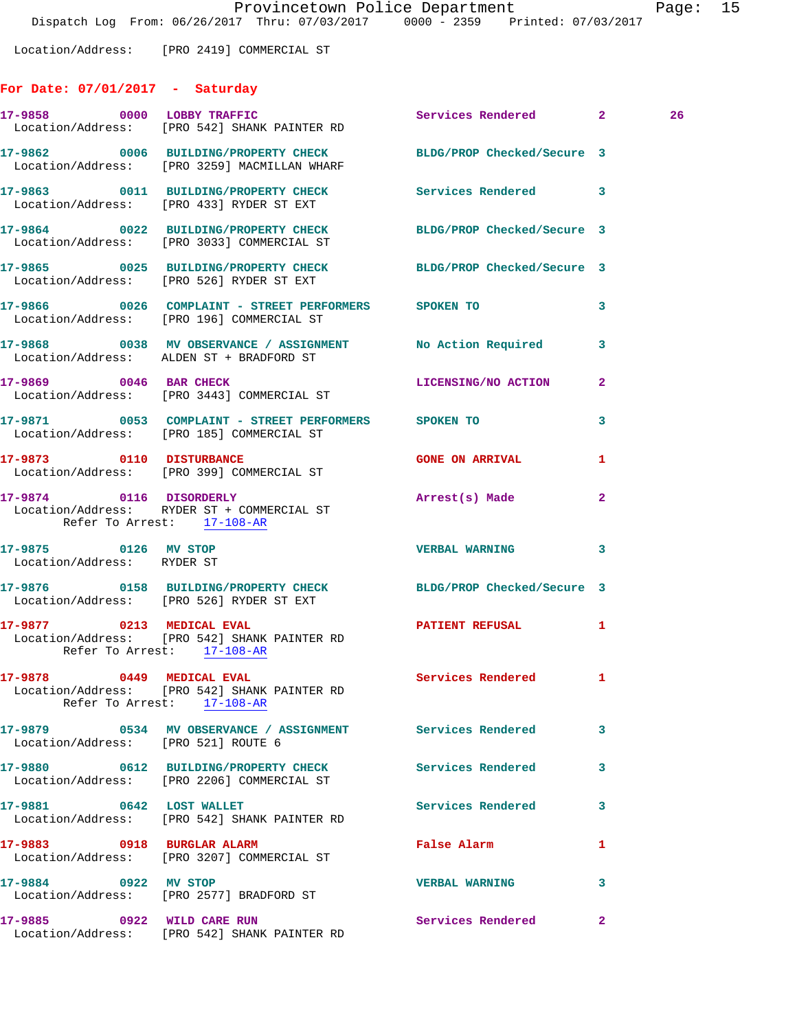Location/Address: [PRO 2419] COMMERCIAL ST

## For Date: 07/01/2017 - Saturday

**17-9858** 0000 **LOBBY TRAFFIC** Services Rendered 2 26
Location/Address: [PRO 542] SHANK PAINTER RD

**17-9862** 0006 **BUILDING/PROPERTY CHECK** BLDG/PROP Checked/Secure 3
Location/Address: [PRO 3259] MACMILLAN WHARF

**17-9863** 0011 **BUILDING/PROPERTY CHECK** Services Rendered 3
Location/Address: [PRO 433] RYDER ST EXT

**17-9864** 0022 **BUILDING/PROPERTY CHECK** BLDG/PROP Checked/Secure 3
Location/Address: [PRO 3033] COMMERCIAL ST

**17-9865** 0025 **BUILDING/PROPERTY CHECK** BLDG/PROP Checked/Secure 3
Location/Address: [PRO 526] RYDER ST EXT

**17-9866** 0026 **COMPLAINT - STREET PERFORMERS** SPOKEN TO 3
Location/Address: [PRO 196] COMMERCIAL ST

**17-9868** 0038 **MV OBSERVANCE / ASSIGNMENT** No Action Required 3
Location/Address: ALDEN ST + BRADFORD ST

**17-9869** 0046 **BAR CHECK** LICENSING/NO ACTION 2
Location/Address: [PRO 3443] COMMERCIAL ST

**17-9871** 0053 **COMPLAINT - STREET PERFORMERS** SPOKEN TO 3
Location/Address: [PRO 185] COMMERCIAL ST

**17-9873** 0110 **DISTURBANCE** GONE ON ARRIVAL 1
Location/Address: [PRO 399] COMMERCIAL ST

**17-9874** 0116 **DISORDERLY** Arrest(s) Made 2
Location/Address: RYDER ST + COMMERCIAL ST
Refer To Arrest: 17-108-AR

**17-9875** 0126 **MV STOP** VERBAL WARNING 3
Location/Address: RYDER ST

**17-9876** 0158 **BUILDING/PROPERTY CHECK** BLDG/PROP Checked/Secure 3
Location/Address: [PRO 526] RYDER ST EXT

**17-9877** 0213 **MEDICAL EVAL** PATIENT REFUSAL 1
Location/Address: [PRO 542] SHANK PAINTER RD
Refer To Arrest: 17-108-AR

**17-9878** 0449 **MEDICAL EVAL** Services Rendered 1
Location/Address: [PRO 542] SHANK PAINTER RD
Refer To Arrest: 17-108-AR

**17-9879** 0534 **MV OBSERVANCE / ASSIGNMENT** Services Rendered 3
Location/Address: [PRO 521] ROUTE 6

**17-9880** 0612 **BUILDING/PROPERTY CHECK** Services Rendered 3
Location/Address: [PRO 2206] COMMERCIAL ST

**17-9881** 0642 **LOST WALLET** Services Rendered 3
Location/Address: [PRO 542] SHANK PAINTER RD

**17-9883** 0918 **BURGLAR ALARM** False Alarm 1
Location/Address: [PRO 3207] COMMERCIAL ST

**17-9884** 0922 **MV STOP** VERBAL WARNING 3
Location/Address: [PRO 2577] BRADFORD ST

**17-9885** 0922 **WILD CARE RUN** Services Rendered 2
Location/Address: [PRO 542] SHANK PAINTER RD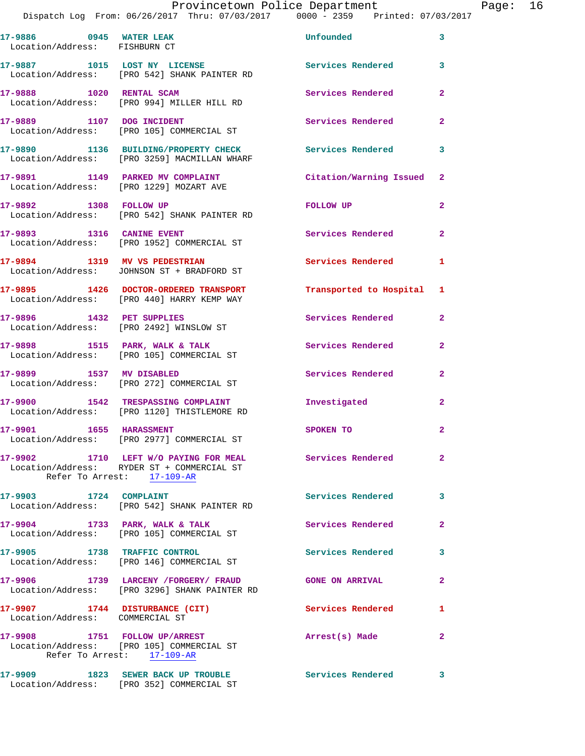17-9886 0945 WATER LEAK Unfounded 3
Location/Address: FISHBURN CT

17-9887 1015 LOST NY LICENSE Services Rendered 3
Location/Address: [PRO 542] SHANK PAINTER RD

17-9888 1020 RENTAL SCAM Services Rendered 2
Location/Address: [PRO 994] MILLER HILL RD

17-9889 1107 DOG INCIDENT Services Rendered 2
Location/Address: [PRO 105] COMMERCIAL ST

17-9890 1136 BUILDING/PROPERTY CHECK Services Rendered 3
Location/Address: [PRO 3259] MACMILLAN WHARF

17-9891 1149 PARKED MV COMPLAINT Citation/Warning Issued 2
Location/Address: [PRO 1229] MOZART AVE

17-9892 1308 FOLLOW UP FOLLOW UP 2
Location/Address: [PRO 542] SHANK PAINTER RD

17-9893 1316 CANINE EVENT Services Rendered 2
Location/Address: [PRO 1952] COMMERCIAL ST

17-9894 1319 MV VS PEDESTRIAN Services Rendered 1
Location/Address: JOHNSON ST + BRADFORD ST

17-9895 1426 DOCTOR-ORDERED TRANSPORT Transported to Hospital 1
Location/Address: [PRO 440] HARRY KEMP WAY

17-9896 1432 PET SUPPLIES Services Rendered 2
Location/Address: [PRO 2492] WINSLOW ST

17-9898 1515 PARK, WALK & TALK Services Rendered 2
Location/Address: [PRO 105] COMMERCIAL ST

17-9899 1537 MV DISABLED Services Rendered 2
Location/Address: [PRO 272] COMMERCIAL ST

17-9900 1542 TRESPASSING COMPLAINT Investigated 2
Location/Address: [PRO 1120] THISTLEMORE RD

17-9901 1655 HARASSMENT SPOKEN TO 2
Location/Address: [PRO 2977] COMMERCIAL ST

17-9902 1710 LEFT W/O PAYING FOR MEAL Services Rendered 2
Location/Address: RYDER ST + COMMERCIAL ST
Refer To Arrest: 17-109-AR

17-9903 1724 COMPLAINT Services Rendered 3
Location/Address: [PRO 542] SHANK PAINTER RD

17-9904 1733 PARK, WALK & TALK Services Rendered 2
Location/Address: [PRO 105] COMMERCIAL ST

17-9905 1738 TRAFFIC CONTROL Services Rendered 3
Location/Address: [PRO 146] COMMERCIAL ST

17-9906 1739 LARCENY /FORGERY/ FRAUD GONE ON ARRIVAL 2
Location/Address: [PRO 3296] SHANK PAINTER RD

17-9907 1744 DISTURBANCE (CIT) Services Rendered 1
Location/Address: COMMERCIAL ST

17-9908 1751 FOLLOW UP/ARREST Arrest(s) Made 2
Location/Address: [PRO 105] COMMERCIAL ST
Refer To Arrest: 17-109-AR

17-9909 1823 SEWER BACK UP TROUBLE Services Rendered 3
Location/Address: [PRO 352] COMMERCIAL ST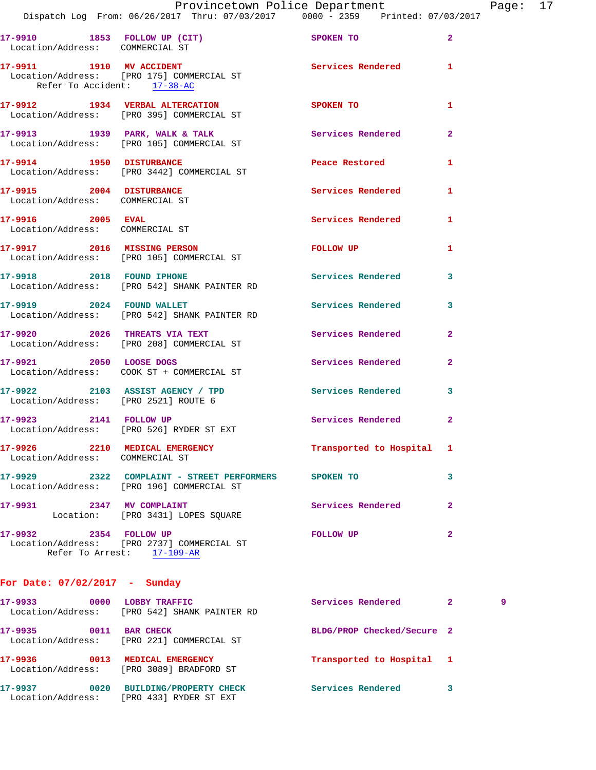17-9910 1853 FOLLOW UP (CIT) SPOKEN TO 2
Location/Address: COMMERCIAL ST

17-9911 1910 MV ACCIDENT Services Rendered 1
Location/Address: [PRO 175] COMMERCIAL ST
Refer To Accident: 17-38-AC

17-9912 1934 VERBAL ALTERCATION SPOKEN TO 1
Location/Address: [PRO 395] COMMERCIAL ST

17-9913 1939 PARK, WALK & TALK Services Rendered 2
Location/Address: [PRO 105] COMMERCIAL ST

17-9914 1950 DISTURBANCE Peace Restored 1
Location/Address: [PRO 3442] COMMERCIAL ST

17-9915 2004 DISTURBANCE Services Rendered 1
Location/Address: COMMERCIAL ST

17-9916 2005 EVAL Services Rendered 1
Location/Address: COMMERCIAL ST

17-9917 2016 MISSING PERSON FOLLOW UP 1
Location/Address: [PRO 105] COMMERCIAL ST

17-9918 2018 FOUND IPHONE Services Rendered 3
Location/Address: [PRO 542] SHANK PAINTER RD

17-9919 2024 FOUND WALLET Services Rendered 3
Location/Address: [PRO 542] SHANK PAINTER RD

17-9920 2026 THREATS VIA TEXT Services Rendered 2
Location/Address: [PRO 208] COMMERCIAL ST

17-9921 2050 LOOSE DOGS Services Rendered 2
Location/Address: COOK ST + COMMERCIAL ST

17-9922 2103 ASSIST AGENCY / TPD Services Rendered 3
Location/Address: [PRO 2521] ROUTE 6

17-9923 2141 FOLLOW UP Services Rendered 2
Location/Address: [PRO 526] RYDER ST EXT

17-9926 2210 MEDICAL EMERGENCY Transported to Hospital 1
Location/Address: COMMERCIAL ST

17-9929 2322 COMPLAINT - STREET PERFORMERS SPOKEN TO 3
Location/Address: [PRO 196] COMMERCIAL ST

17-9931 2347 MV COMPLAINT Services Rendered 2
Location: [PRO 3431] LOPES SQUARE

17-9932 2354 FOLLOW UP FOLLOW UP 2
Location/Address: [PRO 2737] COMMERCIAL ST
Refer To Arrest: 17-109-AR

**For Date: 07/02/2017 - Sunday**

17-9933 0000 LOBBY TRAFFIC Services Rendered 2 9
Location/Address: [PRO 542] SHANK PAINTER RD

17-9935 0011 BAR CHECK BLDG/PROP Checked/Secure 2
Location/Address: [PRO 221] COMMERCIAL ST

17-9936 0013 MEDICAL EMERGENCY Transported to Hospital 1
Location/Address: [PRO 3089] BRADFORD ST

17-9937 0020 BUILDING/PROPERTY CHECK Services Rendered 3
Location/Address: [PRO 433] RYDER ST EXT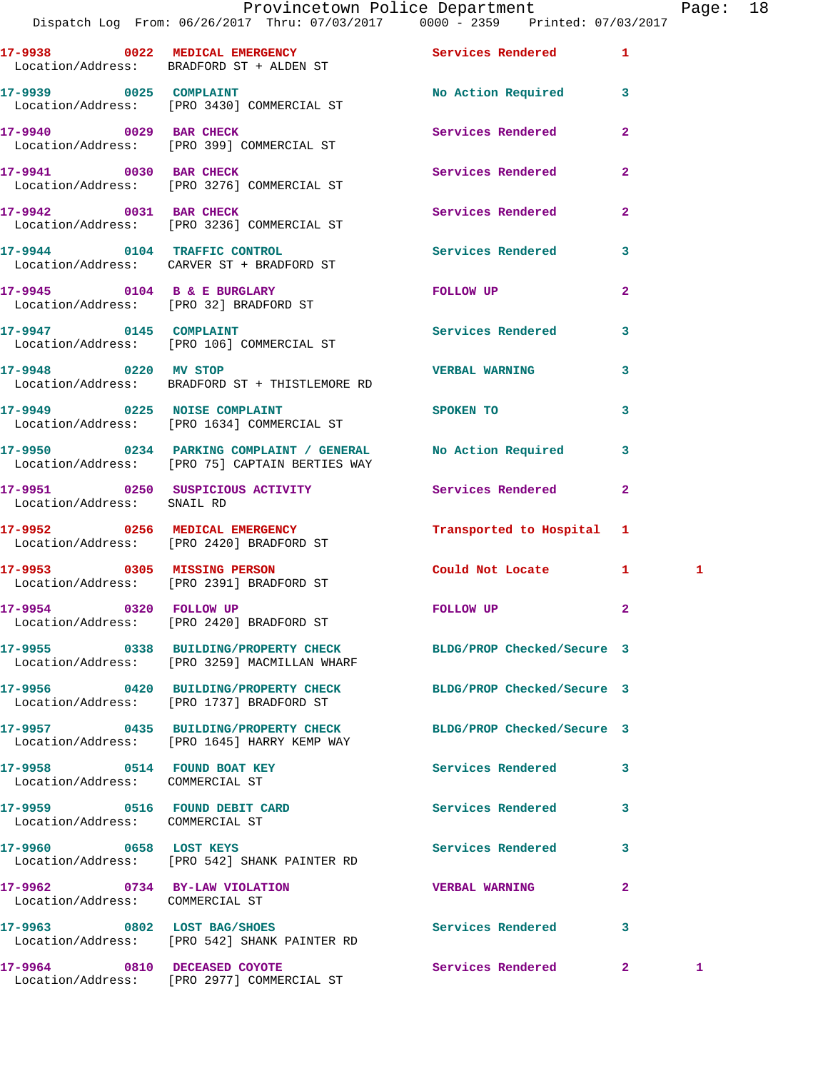| Call Number | Time | Call Reason | Action | Priority | |
|---|---|---|---|---|---|
| 17-9938 | 0022 | MEDICAL EMERGENCY | Services Rendered | 1 | |
| Location/Address: BRADFORD ST + ALDEN ST | | | | | |
| 17-9939 | 0025 | COMPLAINT | No Action Required | 3 | |
| Location/Address: [PRO 3430] COMMERCIAL ST | | | | | |
| 17-9940 | 0029 | BAR CHECK | Services Rendered | 2 | |
| Location/Address: [PRO 399] COMMERCIAL ST | | | | | |
| 17-9941 | 0030 | BAR CHECK | Services Rendered | 2 | |
| Location/Address: [PRO 3276] COMMERCIAL ST | | | | | |
| 17-9942 | 0031 | BAR CHECK | Services Rendered | 2 | |
| Location/Address: [PRO 3236] COMMERCIAL ST | | | | | |
| 17-9944 | 0104 | TRAFFIC CONTROL | Services Rendered | 3 | |
| Location/Address: CARVER ST + BRADFORD ST | | | | | |
| 17-9945 | 0104 | B & E BURGLARY | FOLLOW UP | 2 | |
| Location/Address: [PRO 32] BRADFORD ST | | | | | |
| 17-9947 | 0145 | COMPLAINT | Services Rendered | 3 | |
| Location/Address: [PRO 106] COMMERCIAL ST | | | | | |
| 17-9948 | 0220 | MV STOP | VERBAL WARNING | 3 | |
| Location/Address: BRADFORD ST + THISTLEMORE RD | | | | | |
| 17-9949 | 0225 | NOISE COMPLAINT | SPOKEN TO | 3 | |
| Location/Address: [PRO 1634] COMMERCIAL ST | | | | | |
| 17-9950 | 0234 | PARKING COMPLAINT / GENERAL | No Action Required | 3 | |
| Location/Address: [PRO 75] CAPTAIN BERTIES WAY | | | | | |
| 17-9951 | 0250 | SUSPICIOUS ACTIVITY | Services Rendered | 2 | |
| Location/Address: SNAIL RD | | | | | |
| 17-9952 | 0256 | MEDICAL EMERGENCY | Transported to Hospital | 1 | |
| Location/Address: [PRO 2420] BRADFORD ST | | | | | |
| 17-9953 | 0305 | MISSING PERSON | Could Not Locate | 1 | 1 |
| Location/Address: [PRO 2391] BRADFORD ST | | | | | |
| 17-9954 | 0320 | FOLLOW UP | FOLLOW UP | 2 | |
| Location/Address: [PRO 2420] BRADFORD ST | | | | | |
| 17-9955 | 0338 | BUILDING/PROPERTY CHECK | BLDG/PROP Checked/Secure | 3 | |
| Location/Address: [PRO 3259] MACMILLAN WHARF | | | | | |
| 17-9956 | 0420 | BUILDING/PROPERTY CHECK | BLDG/PROP Checked/Secure | 3 | |
| Location/Address: [PRO 1737] BRADFORD ST | | | | | |
| 17-9957 | 0435 | BUILDING/PROPERTY CHECK | BLDG/PROP Checked/Secure | 3 | |
| Location/Address: [PRO 1645] HARRY KEMP WAY | | | | | |
| 17-9958 | 0514 | FOUND BOAT KEY | Services Rendered | 3 | |
| Location/Address: COMMERCIAL ST | | | | | |
| 17-9959 | 0516 | FOUND DEBIT CARD | Services Rendered | 3 | |
| Location/Address: COMMERCIAL ST | | | | | |
| 17-9960 | 0658 | LOST KEYS | Services Rendered | 3 | |
| Location/Address: [PRO 542] SHANK PAINTER RD | | | | | |
| 17-9962 | 0734 | BY-LAW VIOLATION | VERBAL WARNING | 2 | |
| Location/Address: COMMERCIAL ST | | | | | |
| 17-9963 | 0802 | LOST BAG/SHOES | Services Rendered | 3 | |
| Location/Address: [PRO 542] SHANK PAINTER RD | | | | | |
| 17-9964 | 0810 | DECEASED COYOTE | Services Rendered | 2 | 1 |
| Location/Address: [PRO 2977] COMMERCIAL ST | | | | | |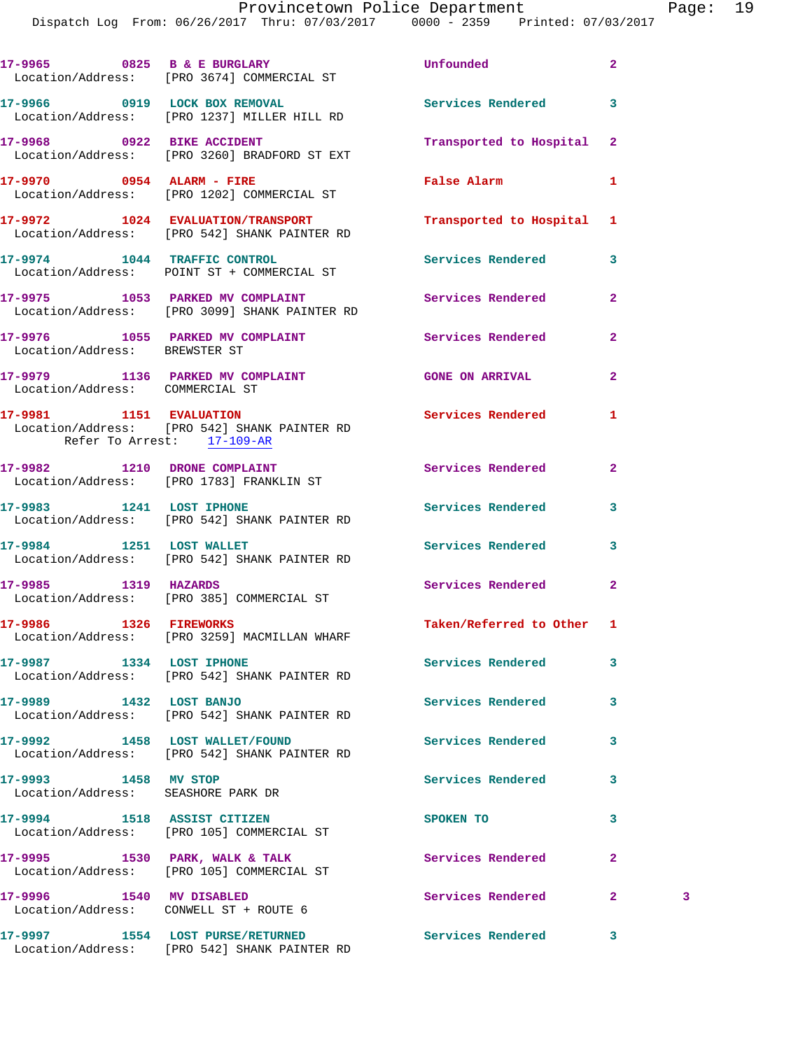17-9965 0825 B & E BURGLARY Unfounded 2
Location/Address: [PRO 3674] COMMERCIAL ST

17-9966 0919 LOCK BOX REMOVAL Services Rendered 3
Location/Address: [PRO 1237] MILLER HILL RD

17-9968 0922 BIKE ACCIDENT Transported to Hospital 2
Location/Address: [PRO 3260] BRADFORD ST EXT

17-9970 0954 ALARM - FIRE False Alarm 1
Location/Address: [PRO 1202] COMMERCIAL ST

17-9972 1024 EVALUATION/TRANSPORT Transported to Hospital 1
Location/Address: [PRO 542] SHANK PAINTER RD

17-9974 1044 TRAFFIC CONTROL Services Rendered 3
Location/Address: POINT ST + COMMERCIAL ST

17-9975 1053 PARKED MV COMPLAINT Services Rendered 2
Location/Address: [PRO 3099] SHANK PAINTER RD

17-9976 1055 PARKED MV COMPLAINT Services Rendered 2
Location/Address: BREWSTER ST

17-9979 1136 PARKED MV COMPLAINT GONE ON ARRIVAL 2
Location/Address: COMMERCIAL ST

17-9981 1151 EVALUATION Services Rendered 1
Location/Address: [PRO 542] SHANK PAINTER RD
Refer To Arrest: 17-109-AR

17-9982 1210 DRONE COMPLAINT Services Rendered 2
Location/Address: [PRO 1783] FRANKLIN ST

17-9983 1241 LOST IPHONE Services Rendered 3
Location/Address: [PRO 542] SHANK PAINTER RD

17-9984 1251 LOST WALLET Services Rendered 3
Location/Address: [PRO 542] SHANK PAINTER RD

17-9985 1319 HAZARDS Services Rendered 2
Location/Address: [PRO 385] COMMERCIAL ST

17-9986 1326 FIREWORKS Taken/Referred to Other 1
Location/Address: [PRO 3259] MACMILLAN WHARF

17-9987 1334 LOST IPHONE Services Rendered 3
Location/Address: [PRO 542] SHANK PAINTER RD

17-9989 1432 LOST BANJO Services Rendered 3
Location/Address: [PRO 542] SHANK PAINTER RD

17-9992 1458 LOST WALLET/FOUND Services Rendered 3
Location/Address: [PRO 542] SHANK PAINTER RD

17-9993 1458 MV STOP Services Rendered 3
Location/Address: SEASHORE PARK DR

17-9994 1518 ASSIST CITIZEN SPOKEN TO 3
Location/Address: [PRO 105] COMMERCIAL ST

17-9995 1530 PARK, WALK & TALK Services Rendered 2
Location/Address: [PRO 105] COMMERCIAL ST

17-9996 1540 MV DISABLED Services Rendered 2 3
Location/Address: CONWELL ST + ROUTE 6

17-9997 1554 LOST PURSE/RETURNED Services Rendered 3
Location/Address: [PRO 542] SHANK PAINTER RD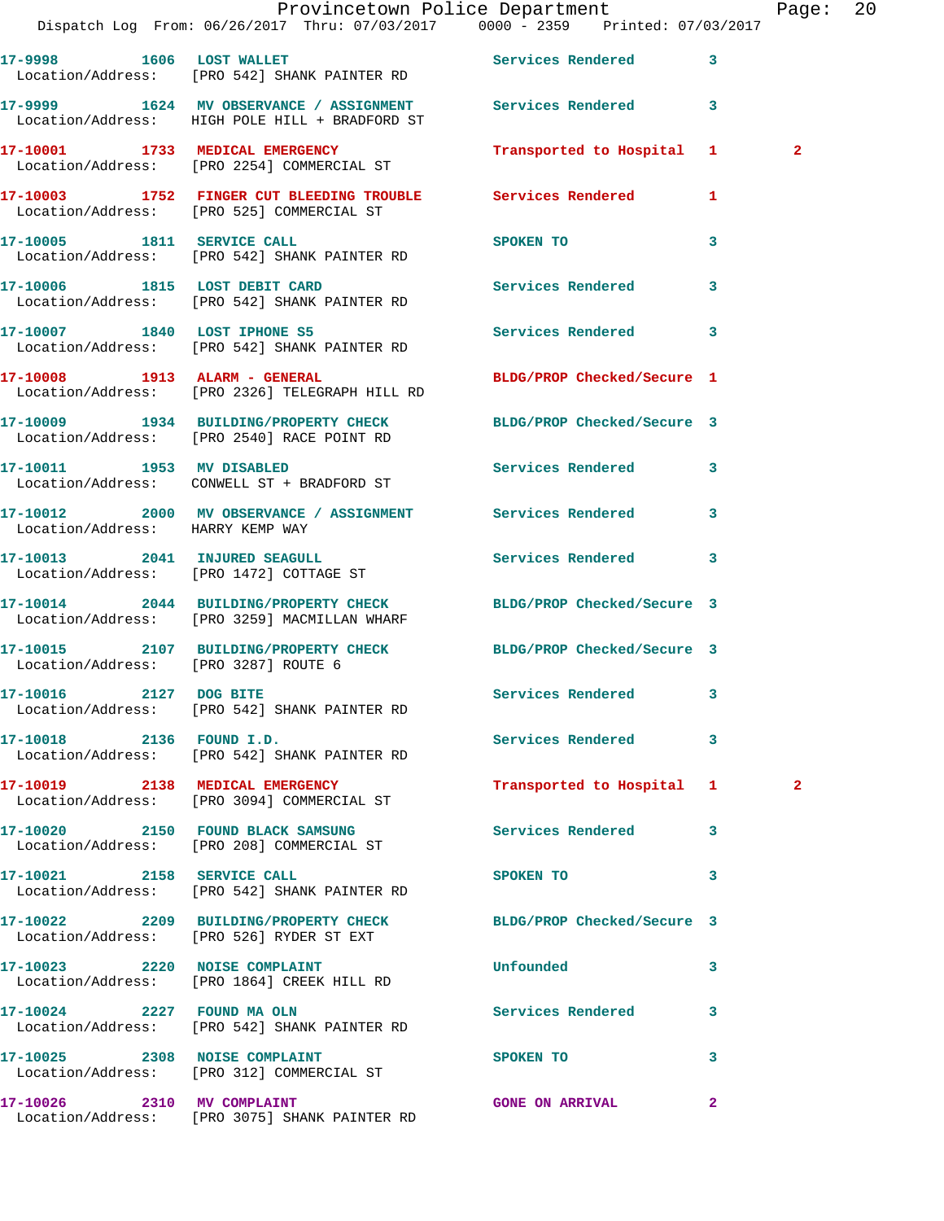17-9998 1606 LOST WALLET Services Rendered 3
Location/Address: [PRO 542] SHANK PAINTER RD

17-9999 1624 MV OBSERVANCE / ASSIGNMENT Services Rendered 3
Location/Address: HIGH POLE HILL + BRADFORD ST

17-10001 1733 MEDICAL EMERGENCY Transported to Hospital 1 2
Location/Address: [PRO 2254] COMMERCIAL ST

17-10003 1752 FINGER CUT BLEEDING TROUBLE Services Rendered 1
Location/Address: [PRO 525] COMMERCIAL ST

17-10005 1811 SERVICE CALL SPOKEN TO 3
Location/Address: [PRO 542] SHANK PAINTER RD

17-10006 1815 LOST DEBIT CARD Services Rendered 3
Location/Address: [PRO 542] SHANK PAINTER RD

17-10007 1840 LOST IPHONE S5 Services Rendered 3
Location/Address: [PRO 542] SHANK PAINTER RD

17-10008 1913 ALARM - GENERAL BLDG/PROP Checked/Secure 1
Location/Address: [PRO 2326] TELEGRAPH HILL RD

17-10009 1934 BUILDING/PROPERTY CHECK BLDG/PROP Checked/Secure 3
Location/Address: [PRO 2540] RACE POINT RD

17-10011 1953 MV DISABLED Services Rendered 3
Location/Address: CONWELL ST + BRADFORD ST

17-10012 2000 MV OBSERVANCE / ASSIGNMENT Services Rendered 3
Location/Address: HARRY KEMP WAY

17-10013 2041 INJURED SEAGULL Services Rendered 3
Location/Address: [PRO 1472] COTTAGE ST

17-10014 2044 BUILDING/PROPERTY CHECK BLDG/PROP Checked/Secure 3
Location/Address: [PRO 3259] MACMILLAN WHARF

17-10015 2107 BUILDING/PROPERTY CHECK BLDG/PROP Checked/Secure 3
Location/Address: [PRO 3287] ROUTE 6

17-10016 2127 DOG BITE Services Rendered 3
Location/Address: [PRO 542] SHANK PAINTER RD

17-10018 2136 FOUND I.D. Services Rendered 3
Location/Address: [PRO 542] SHANK PAINTER RD

17-10019 2138 MEDICAL EMERGENCY Transported to Hospital 1 2
Location/Address: [PRO 3094] COMMERCIAL ST

17-10020 2150 FOUND BLACK SAMSUNG Services Rendered 3
Location/Address: [PRO 208] COMMERCIAL ST

17-10021 2158 SERVICE CALL SPOKEN TO 3
Location/Address: [PRO 542] SHANK PAINTER RD

17-10022 2209 BUILDING/PROPERTY CHECK BLDG/PROP Checked/Secure 3
Location/Address: [PRO 526] RYDER ST EXT

17-10023 2220 NOISE COMPLAINT Unfounded 3
Location/Address: [PRO 1864] CREEK HILL RD

17-10024 2227 FOUND MA OLN Services Rendered 3
Location/Address: [PRO 542] SHANK PAINTER RD

17-10025 2308 NOISE COMPLAINT SPOKEN TO 3
Location/Address: [PRO 312] COMMERCIAL ST

17-10026 2310 MV COMPLAINT GONE ON ARRIVAL 2
Location/Address: [PRO 3075] SHANK PAINTER RD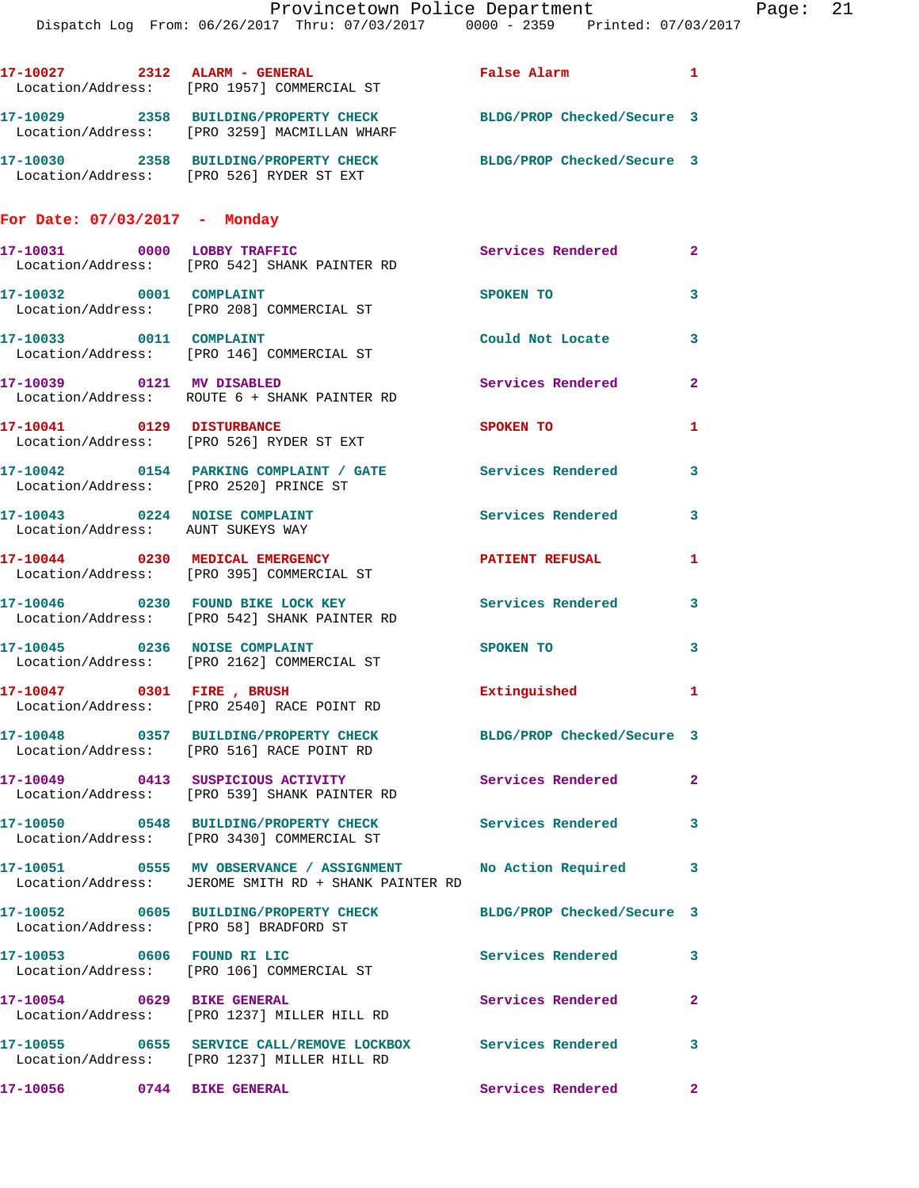17-10027 2312 ALARM - GENERAL False Alarm 1
Location/Address: [PRO 1957] COMMERCIAL ST

17-10029 2358 BUILDING/PROPERTY CHECK BLDG/PROP Checked/Secure 3
Location/Address: [PRO 3259] MACMILLAN WHARF

17-10030 2358 BUILDING/PROPERTY CHECK BLDG/PROP Checked/Secure 3
Location/Address: [PRO 526] RYDER ST EXT

## For Date: 07/03/2017 - Monday

17-10031 0000 LOBBY TRAFFIC Services Rendered 2
Location/Address: [PRO 542] SHANK PAINTER RD

17-10032 0001 COMPLAINT SPOKEN TO 3
Location/Address: [PRO 208] COMMERCIAL ST

17-10033 0011 COMPLAINT Could Not Locate 3
Location/Address: [PRO 146] COMMERCIAL ST

17-10039 0121 MV DISABLED Services Rendered 2
Location/Address: ROUTE 6 + SHANK PAINTER RD

17-10041 0129 DISTURBANCE SPOKEN TO 1
Location/Address: [PRO 526] RYDER ST EXT

17-10042 0154 PARKING COMPLAINT / GATE Services Rendered 3
Location/Address: [PRO 2520] PRINCE ST

17-10043 0224 NOISE COMPLAINT Services Rendered 3
Location/Address: AUNT SUKEYS WAY

17-10044 0230 MEDICAL EMERGENCY PATIENT REFUSAL 1
Location/Address: [PRO 395] COMMERCIAL ST

17-10046 0230 FOUND BIKE LOCK KEY Services Rendered 3
Location/Address: [PRO 542] SHANK PAINTER RD

17-10045 0236 NOISE COMPLAINT SPOKEN TO 3
Location/Address: [PRO 2162] COMMERCIAL ST

17-10047 0301 FIRE , BRUSH Extinguished 1
Location/Address: [PRO 2540] RACE POINT RD

17-10048 0357 BUILDING/PROPERTY CHECK BLDG/PROP Checked/Secure 3
Location/Address: [PRO 516] RACE POINT RD

17-10049 0413 SUSPICIOUS ACTIVITY Services Rendered 2
Location/Address: [PRO 539] SHANK PAINTER RD

17-10050 0548 BUILDING/PROPERTY CHECK Services Rendered 3
Location/Address: [PRO 3430] COMMERCIAL ST

17-10051 0555 MV OBSERVANCE / ASSIGNMENT No Action Required 3
Location/Address: JEROME SMITH RD + SHANK PAINTER RD

17-10052 0605 BUILDING/PROPERTY CHECK BLDG/PROP Checked/Secure 3
Location/Address: [PRO 58] BRADFORD ST

17-10053 0606 FOUND RI LIC Services Rendered 3
Location/Address: [PRO 106] COMMERCIAL ST

17-10054 0629 BIKE GENERAL Services Rendered 2
Location/Address: [PRO 1237] MILLER HILL RD

17-10055 0655 SERVICE CALL/REMOVE LOCKBOX Services Rendered 3
Location/Address: [PRO 1237] MILLER HILL RD

17-10056 0744 BIKE GENERAL Services Rendered 2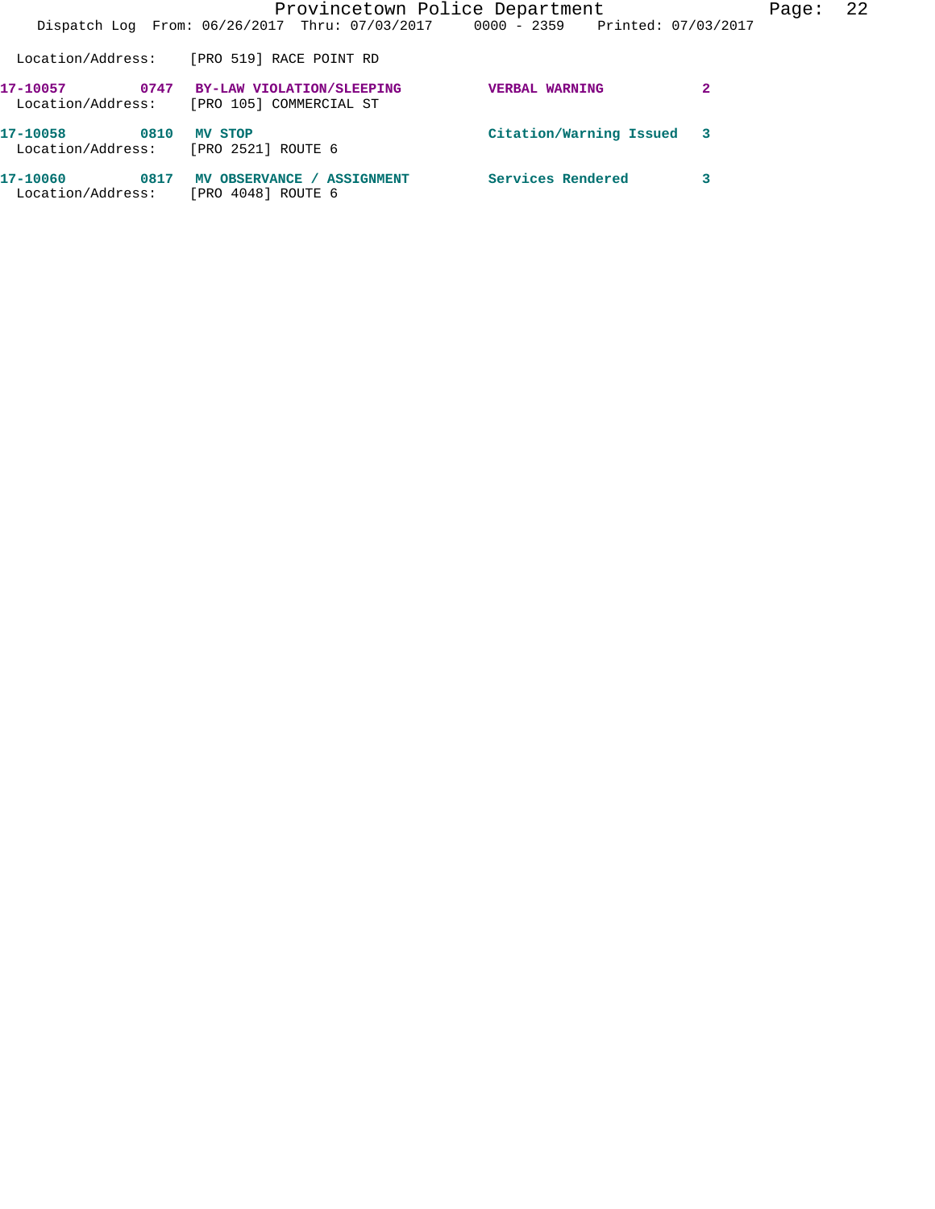Location/Address: [PRO 519] RACE POINT RD

**17-10057 0747 BY-LAW VIOLATION/SLEEPING VERBAL WARNING 2**
Location/Address: [PRO 105] COMMERCIAL ST

**17-10058 0810 MV STOP Citation/Warning Issued 3**
Location/Address: [PRO 2521] ROUTE 6

**17-10060 0817 MV OBSERVANCE / ASSIGNMENT Services Rendered 3**
Location/Address: [PRO 4048] ROUTE 6